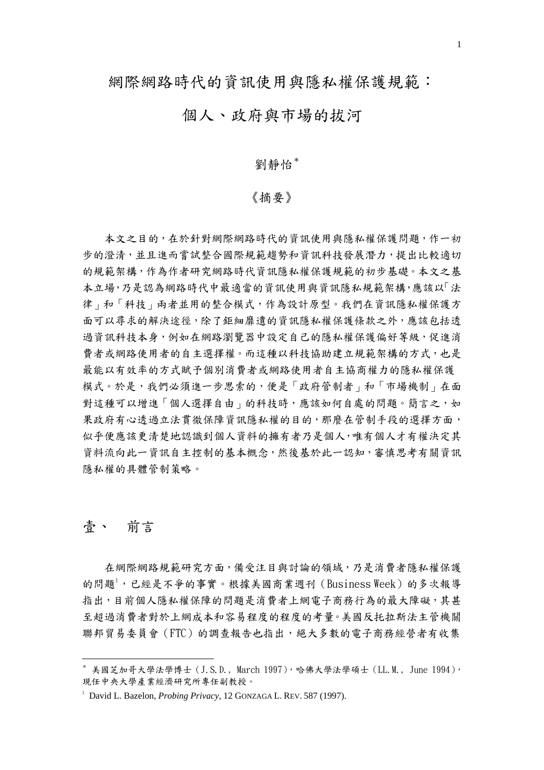# 網際網路時代的資訊使用與隱私權保護規範：

# 個人、政府與市場的拔河

劉靜怡*

《摘要》

本文之目的，在於針對網際網路時代的資訊使用與隱私權保護問題，作一初步的澄清，並且進而嘗試整合國際規範趨勢和資訊科技發展潛力，提出比較適切的規範架構，作為作者研究網路時代資訊隱私權保護規範的初步基礎。本文之基本立場，乃是認為網路時代中最適當的資訊使用與資訊隱私規範架構，應該以「法律」和「科技」兩者並用的整合模式，作為設計原型。我們在資訊隱私權保護方面可以尋求的解決途徑，除了鉅細靡遺的資訊隱私權保護條款之外，應該包括透過資訊科技本身，例如在網路瀏覽器中設定自己的隱私權保護偏好等級，促進消費者或網路使用者的自主選擇權。而這種以科技協助建立規範架構的方式，也是最能以有效率的方式賦予個別消費者或網路使用者自主協商權力的隱私權保護模式。於是，我們必須進一步思索的，便是「政府管制者」和「市場機制」在面對這種可以增進「個人選擇自由」的科技時，應該如何自處的問題。簡言之，如果政府有心透過立法貫徹保障資訊隱私權的目的，那麼在管制手段的選擇方面，似乎便應該更清楚地認識到個人資料的擁有者乃是個人，唯有個人才有權決定其資料流向此一資訊自主控制的基本概念，然後基於此一認知，審慎思考有關資訊隱私權的具體管制策略。

## 壹、 前言

在網際網路規範研究方面，備受注目與討論的領域，乃是消費者隱私權保護的問題[1]，已經是不爭的事實。根據美國商業週刊（Business Week）的多次報導指出，目前個人隱私權保障的問題是消費者上網電子商務行為的最大障礙，其甚至超過消費者對於上網成本和容易程度的程度的考量。美國反托拉斯法主管機關聯邦貿易委員會（FTC）的調查報告也指出，絕大多數的電子商務經營者有收集

---

* 美國芝加哥大學法學博士（J.S.D., March 1997），哈佛大學法學碩士（LL.M., June 1994），現任中央大學產業經濟研究所專任副教授。

[1] David L. Bazelon, *Probing Privacy*, 12 GONZAGA L. REV. 587 (1997).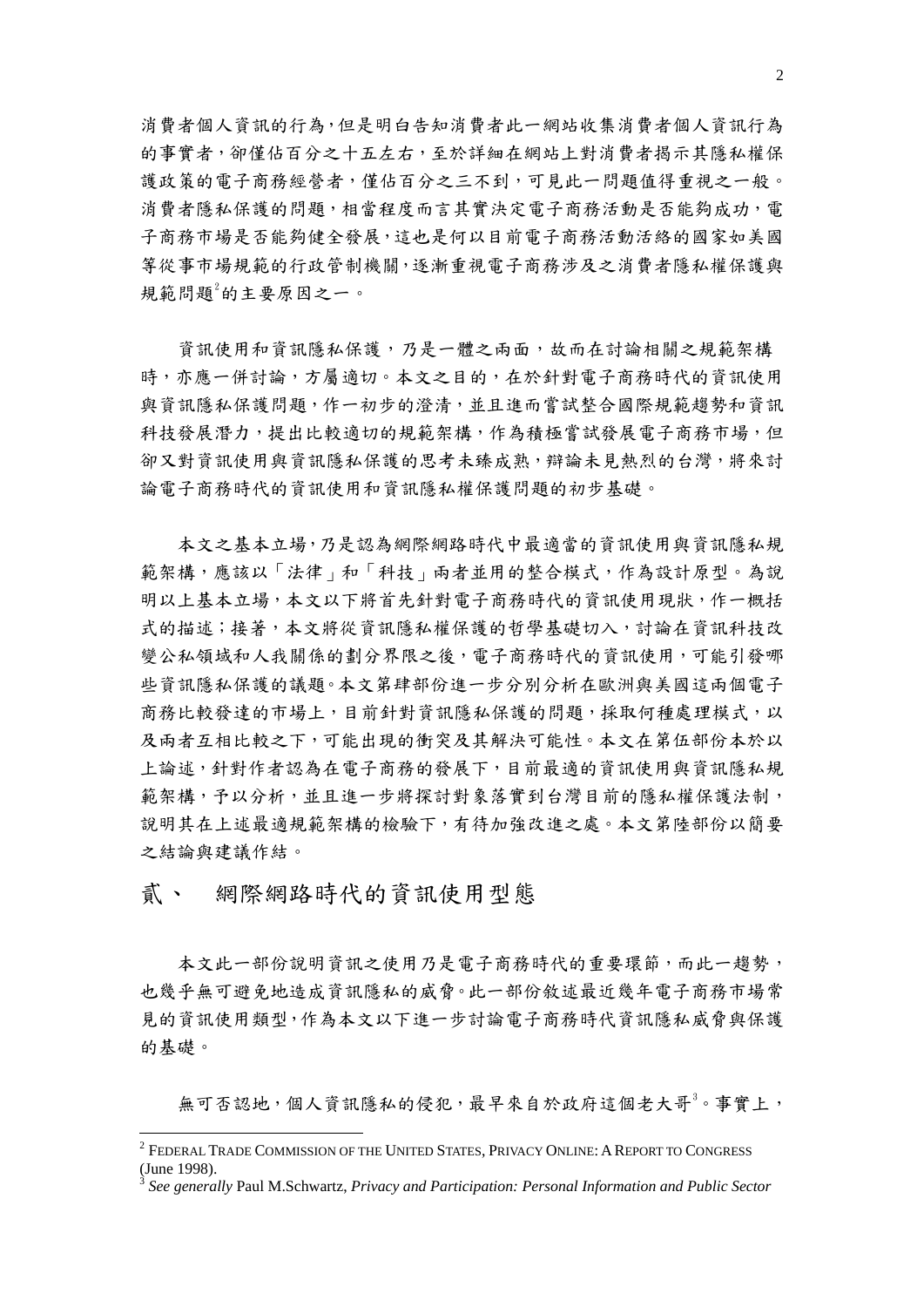消費者個人資訊的行為，但是明白告知消費者此一網站收集消費者個人資訊行為的事實者，卻僅佔百分之十五左右，至於詳細在網站上對消費者揭示其隱私權保護政策的電子商務經營者，僅佔百分之三不到，可見此一問題值得重視之一般。消費者隱私保護的問題，相當程度而言其實決定電子商務活動是否能夠成功，電子商務市場是否能夠健全發展，這也是何以目前電子商務活動活絡的國家如美國等從事市場規範的行政管制機關，逐漸重視電子商務涉及之消費者隱私權保護與規範問題[2]的主要原因之一。

資訊使用和資訊隱私保護，乃是一體之兩面，故而在討論相關之規範架構時，亦應一併討論，方屬適切。本文之目的，在於針對電子商務時代的資訊使用與資訊隱私保護問題，作一初步的澄清，並且進而嘗試整合國際規範趨勢和資訊科技發展潛力，提出比較適切的規範架構，作為積極嘗試發展電子商務市場，但卻又對資訊使用與資訊隱私保護的思考未臻成熟，辯論未見熱烈的台灣，將來討論電子商務時代的資訊使用和資訊隱私權保護問題的初步基礎。

本文之基本立場，乃是認為網際網路時代中最適當的資訊使用與資訊隱私規範架構，應該以「法律」和「科技」兩者並用的整合模式，作為設計原型。為說明以上基本立場，本文以下將首先針對電子商務時代的資訊使用現狀，作一概括式的描述；接著，本文將從資訊隱私權保護的哲學基礎切入，討論在資訊科技改變公私領域和人我關係的劃分界限之後，電子商務時代的資訊使用，可能引發哪些資訊隱私保護的議題。本文第肆部份進一步分別分析在歐洲與美國這兩個電子商務比較發達的市場上，目前針對資訊隱私保護的問題，採取何種處理模式，以及兩者互相比較之下，可能出現的衝突及其解決可能性。本文在第伍部份本於以上論述，針對作者認為在電子商務的發展下，目前最適的資訊使用與資訊隱私規範架構，予以分析，並且進一步將探討對象落實到台灣目前的隱私權保護法制，說明其在上述最適規範架構的檢驗下，有待加強改進之處。本文第陸部份以簡要之結論與建議作結。

## 貳、 網際網路時代的資訊使用型態

本文此一部份說明資訊之使用乃是電子商務時代的重要環節，而此一趨勢，也幾乎無可避免地造成資訊隱私的威脅。此一部份敘述最近幾年電子商務市場常見的資訊使用類型，作為本文以下進一步討論電子商務時代資訊隱私威脅與保護的基礎。

無可否認地，個人資訊隱私的侵犯，最早來自於政府這個老大哥[3]。事實上，

---

[2] FEDERAL TRADE COMMISSION OF THE UNITED STATES, PRIVACY ONLINE: A REPORT TO CONGRESS (June 1998).

[3] *See generally* Paul M.Schwartz, *Privacy and Participation: Personal Information and Public Sector*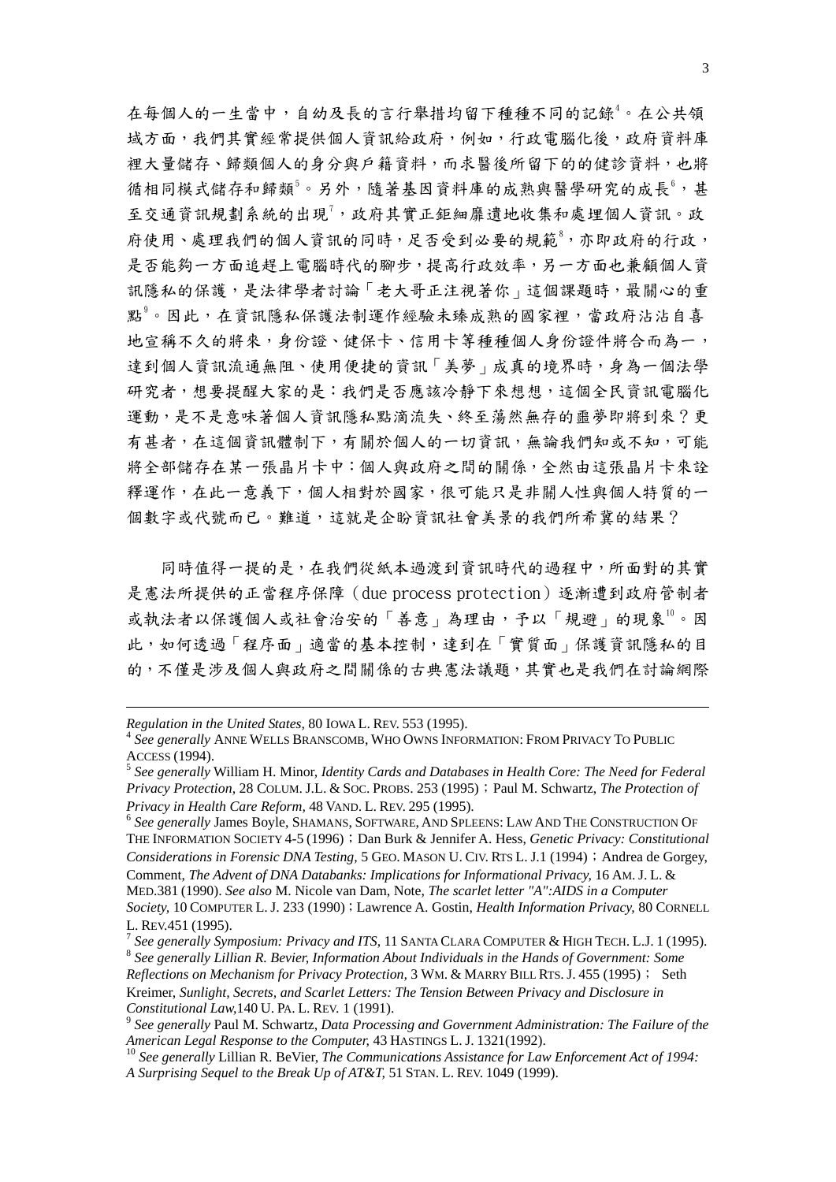在每個人的一生當中，自幼及長的言行舉措均留下種種不同的記錄[4]。在公共領域方面，我們其實經常提供個人資訊給政府，例如，行政電腦化後，政府資料庫裡大量儲存、歸類個人的身分與戶籍資料，而求醫後所留下的的健診資料，也將循相同模式儲存和歸類[5]。另外，隨著基因資料庫的成熟與醫學研究的成長[6]，甚至交通資訊規劃系統的出現[7]，政府其實正鉅細靡遺地收集和處理個人資訊。政府使用、處理我們的個人資訊的同時，是否受到必要的規範[8]，亦即政府的行政，是否能夠一方面追趕上電腦時代的腳步，提高行政效率，另一方面也兼顧個人資訊隱私的保護，是法律學者討論「老大哥正注視著你」這個課題時，最關心的重點[9]。因此，在資訊隱私保護法制運作經驗未臻成熟的國家裡，當政府沾沾自喜地宣稱不久的將來，身份證、健保卡、信用卡等種種個人身份證件將合而為一，達到個人資訊流通無阻、使用便捷的資訊「美夢」成真的境界時，身為一個法學研究者，想要提醒大家的是：我們是否應該冷靜下來想想，這個全民資訊電腦化運動，是不是意味著個人資訊隱私點滴流失、終至蕩然無存的噩夢即將到來？更有甚者，在這個資訊體制下，有關於個人的一切資訊，無論我們知或不知，可能將全部儲存在某一張晶片卡中：個人與政府之間的關係，全然由這張晶片卡來詮釋運作，在此一意義下，個人相對於國家，很可能只是非關人性與個人特質的一個數字或代號而已。難道，這就是企盼資訊社會美景的我們所希冀的結果？

同時值得一提的是，在我們從紙本過渡到資訊時代的過程中，所面對的其實是憲法所提供的正當程序保障（due process protection）逐漸遭到政府管制者或執法者以保護個人或社會治安的「善意」為理由，予以「規避」的現象[10]。因此，如何透過「程序面」適當的基本控制，達到在「實質面」保護資訊隱私的目的，不僅是涉及個人與政府之間關係的古典憲法議題，其實也是我們在討論網際

---

*Regulation in the United States,* 80 IOWA L. REV. 553 (1995).

[4] *See generally* ANNE WELLS BRANSCOMB, WHO OWNS INFORMATION: FROM PRIVACY TO PUBLIC ACCESS (1994).

[5] *See generally* William H. Minor, *Identity Cards and Databases in Health Core: The Need for Federal Privacy Protection,* 28 COLUM. J.L. & SOC. PROBS. 253 (1995)；Paul M. Schwartz, *The Protection of Privacy in Health Care Reform,* 48 VAND. L. REV. 295 (1995).

[6] *See generally* James Boyle, SHAMANS, SOFTWARE, AND SPLEENS: LAW AND THE CONSTRUCTION OF THE INFORMATION SOCIETY 4-5 (1996)；Dan Burk & Jennifer A. Hess, *Genetic Privacy: Constitutional Considerations in Forensic DNA Testing,* 5 GEO. MASON U. CIV. RTS L. J.1 (1994)；Andrea de Gorgey, Comment, *The Advent of DNA Databanks: Implications for Informational Privacy,* 16 AM. J. L. & MED.381 (1990). *See also* M. Nicole van Dam, Note, *The scarlet letter "A":AIDS in a Computer Society,* 10 COMPUTER L. J. 233 (1990)；Lawrence A. Gostin, *Health Information Privacy,* 80 CORNELL L. REV.451 (1995).

[7] *See generally Symposium: Privacy and ITS,* 11 SANTA CLARA COMPUTER & HIGH TECH. L.J. 1 (1995).

[8] *See generally Lillian R. Bevier, Information About Individuals in the Hands of Government: Some Reflections on Mechanism for Privacy Protection,* 3 WM. & MARRY BILL RTS. J. 455 (1995)； Seth Kreimer, *Sunlight, Secrets, and Scarlet Letters: The Tension Between Privacy and Disclosure in Constitutional Law,*140 U. PA. L. REV. 1 (1991).

[9] *See generally* Paul M. Schwartz, *Data Processing and Government Administration: The Failure of the American Legal Response to the Computer,* 43 HASTINGS L. J. 1321(1992).

[10] *See generally* Lillian R. BeVier, *The Communications Assistance for Law Enforcement Act of 1994: A Surprising Sequel to the Break Up of AT&T,* 51 STAN. L. REV. 1049 (1999).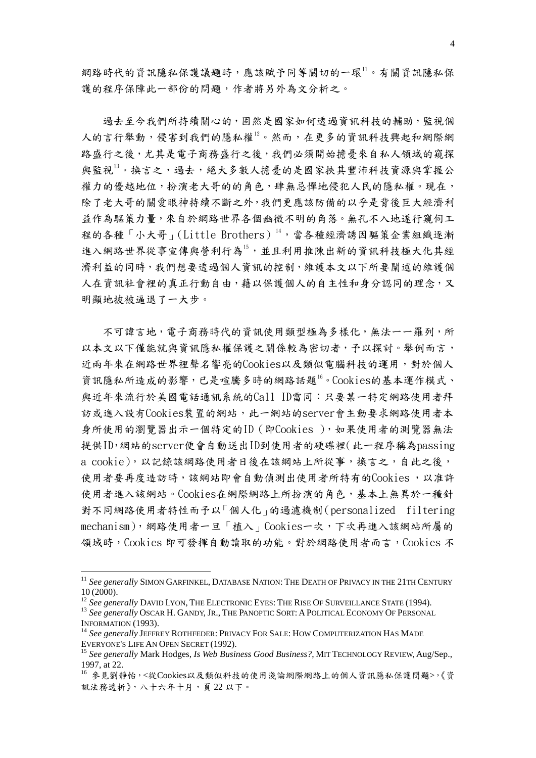網路時代的資訊隱私保護議題時，應該賦予同等關切的一環[11]。有關資訊隱私保護的程序保障此一部份的問題，作者將另外為文分析之。

過去至今我們所持續關心的，固然是國家如何透過資訊科技的輔助，監視個人的言行舉動，侵害到我們的隱私權[12]。然而，在更多的資訊科技興起和網際網路盛行之後，尤其是電子商務盛行之後，我們必須開始擔憂來自私人領域的窺探與監視[13]。換言之，過去，絕大多數人擔憂的是國家挾其豐沛科技資源與掌握公權力的優越地位，扮演老大哥的角色，肆無忌憚地侵犯人民的隱私權。現在，除了老大哥的關愛眼神持續不斷之外，我們更應該防備的以乎是背後巨大經濟利益作為驅策力量，來自於網路世界各個幽微不明的角落。無孔不入地遂行窺伺工程的各種「小大哥」(Little Brothers)[14]，當各種經濟誘因驅策企業組織逐漸進入網路世界從事宣傳與營利行為[15]，並且利用推陳出新的資訊科技極大化其經濟利益的同時，我們想要透過個人資訊的控制，維護本文以下所要闡述的維護個人在資訊社會裡的真正行動自由，藉以保護個人的自主性和身分認同的理念，又明顯地被被逼退了一大步。

不可諱言地，電子商務時代的資訊使用類型極為多樣化，無法一一羅列，所以本文以下僅能就與資訊隱私權保護之關係較為密切者，予以探討。舉例而言，近兩年來在網路世界裡聲名響亮的Cookies以及類似電腦科技的運用，對於個人資訊隱私所造成的影響，已是喧騰多時的網路話題[16]。Cookies的基本運作模式、與近年來流行於美國電話通訊系統的Call ID雷同：只要某一特定網路使用者拜訪或進入設有Cookies裝置的網站，此一網站的server會主動要求網路使用者本身所使用的瀏覽器出示一個特定的ID（即Cookies ），如果使用者的測覽器無法提供ID，網站的server便會自動送出ID到使用者的硬碟裡(此一程序稱為passing a cookie)，以記錄該網路使用者日後在該網站上所從事，換言之，自此之後，使用者要再度造訪時，該網站即會自動偵測出使用者所特有的Cookies ，以准許使用者進入該網站。Cookies在網際網路上所扮演的角色，基本上無異於一種針對不同網路使用者特性而予以「個人化」的過濾機制(personalized filtering mechanism)，網路使用者一旦「植入」Cookies一次，下次再進入該網站所屬的領域時，Cookies 即可發揮自動讀取的功能。對於網路使用者而言，Cookies 不

---

[11] *See generally* SIMON GARFINKEL, DATABASE NATION: THE DEATH OF PRIVACY IN THE 21TH CENTURY 10 (2000).

[12] *See generally* DAVID LYON, THE ELECTRONIC EYES: THE RISE OF SURVEILLANCE STATE (1994).

[13] *See generally* OSCAR H. GANDY, JR., THE PANOPTIC SORT: A POLITICAL ECONOMY OF PERSONAL INFORMATION (1993).

[14] *See generally* JEFFREY ROTHFEDER: PRIVACY FOR SALE: HOW COMPUTERIZATION HAS MADE EVERYONE'S LIFE AN OPEN SECRET (1992).

[15] *See generally* Mark Hodges, *Is Web Business Good Business?*, MIT TECHNOLOGY REVIEW, Aug/Sep., 1997, at 22.

[16] 參見劉靜怡，<從Cookies以及類似科技的使用淺論網際網路上的個人資訊隱私保護問題>，《資訊法務透析》，八十六年十月，頁 22 以下。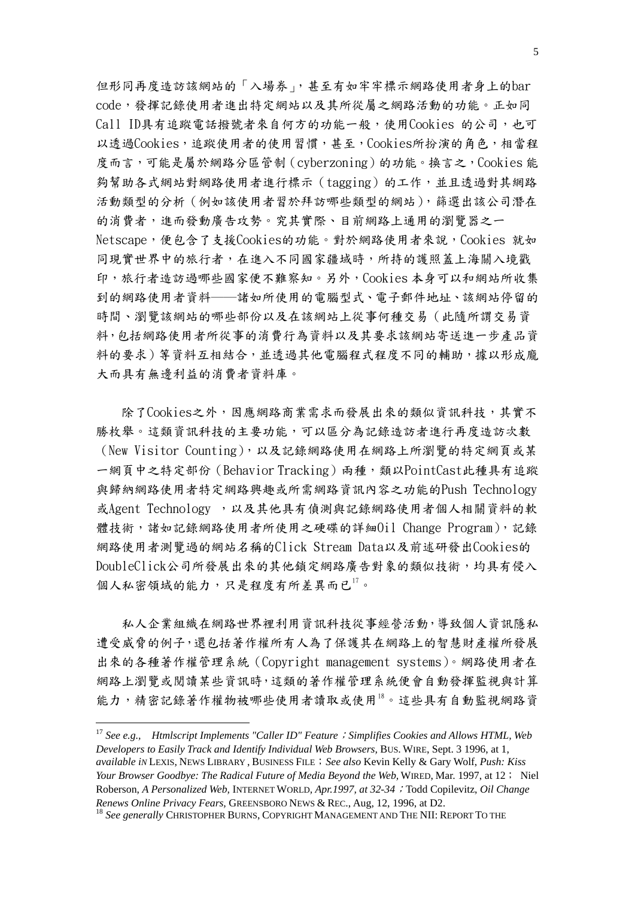但形同再度造訪該網站的「入場券」，甚至有如牢牢標示網路使用者身上的bar code，發揮記錄使用者進出特定網站以及其所從屬之網路活動的功能。正如同Call ID具有追蹤電話撥號者來自何方的功能一般，使用Cookies 的公司，也可以透過Cookies，追蹤使用者的使用習慣，甚至，Cookies所扮演的角色，相當程度而言，可能是屬於網路分區管制（cyberzoning）的功能。換言之，Cookies 能夠幫助各式網站對網路使用者進行標示（tagging）的工作，並且透過對其網路活動類型的分析（例如該使用者習於拜訪哪些類型的網站），篩選出該公司潛在的消費者，進而發動廣告攻勢。究其實際、目前網路上通用的瀏覽器之一Netscape，便包含了支援Cookies的功能。對於網路使用者來說，Cookies 就如同現實世界中的旅行者，在進入不同國家疆域時，所持的護照蓋上海關入境戳印，旅行者造訪過哪些國家便不難察知。另外，Cookies 本身可以和網站所收集到的網路使用者資料——諸如所使用的電腦型式、電子郵件地址、該網站停留的時間、瀏覽該網站的哪些部份以及在該網站上從事何種交易（此隨所謂交易資料，包括網路使用者所從事的消費行為資料以及其要求該網站寄送進一步產品資料的要求）等資料互相結合，並透過其他電腦程式程度不同的輔助，據以形成龐大而具有無邊利益的消費者資料庫。

除了Cookies之外，因應網路商業需求而發展出來的類似資訊科技，其實不勝枚舉。這類資訊科技的主要功能，可以區分為記錄造訪者進行再度造訪次數（New Visitor Counting），以及記錄網路使用在網路上所瀏覽的特定網頁或某一網頁中之特定部份（Behavior Tracking）兩種，類以PointCast此種具有追蹤與歸納網路使用者特定網路興趣或所需網路資訊內容之功能的Push Technology或Agent Technology ，以及其他具有偵測與記錄網路使用者個人相關資料的軟體技術，諸如記錄網路使用者所使用之硬碟的詳細Oil Change Program），記錄網路使用者測覽過的網站名稱的Click Stream Data以及前述研發出Cookies的DoubleClick公司所發展出來的其他鎖定網路廣告對象的類似技術，均具有侵入個人私密領域的能力，只是程度有所差異而已[17]。

私人企業組織在網路世界裡利用資訊科技從事經營活動，導致個人資訊隱私遭受威脅的例子，還包括著作權所有人為了保護其在網路上的智慧財產權所發展出來的各種著作權管理系統（Copyright management systems）。網路使用者在網路上瀏覽或閱讀某些資訊時，這類的著作權管理系統便會自動發揮監視與計算能力，精密記錄著作權物被哪些使用者讀取或使用[18]。這些具有自動監視網路資

---

[17] *See e.g., Htmlscript Implements "Caller ID" Feature；Simplifies Cookies and Allows HTML, Web Developers to Easily Track and Identify Individual Web Browsers,* BUS. WIRE, Sept. 3 1996, at 1, *available in* LEXIS, NEWS LIBRARY , BUSINESS FILE；*See also* Kevin Kelly & Gary Wolf, *Push: Kiss Your Browser Goodbye: The Radical Future of Media Beyond the Web,* WIRED, Mar. 1997, at 12； Niel Roberson, *A Personalized Web,* INTERNET WORLD, *Apr.1997, at 32-34*；Todd Copilevitz, *Oil Change Renews Online Privacy Fears,* GREENSBORO NEWS & REC., Aug, 12, 1996, at D2.

[18] *See generally* CHRISTOPHER BURNS, COPYRIGHT MANAGEMENT AND THE NII: REPORT TO THE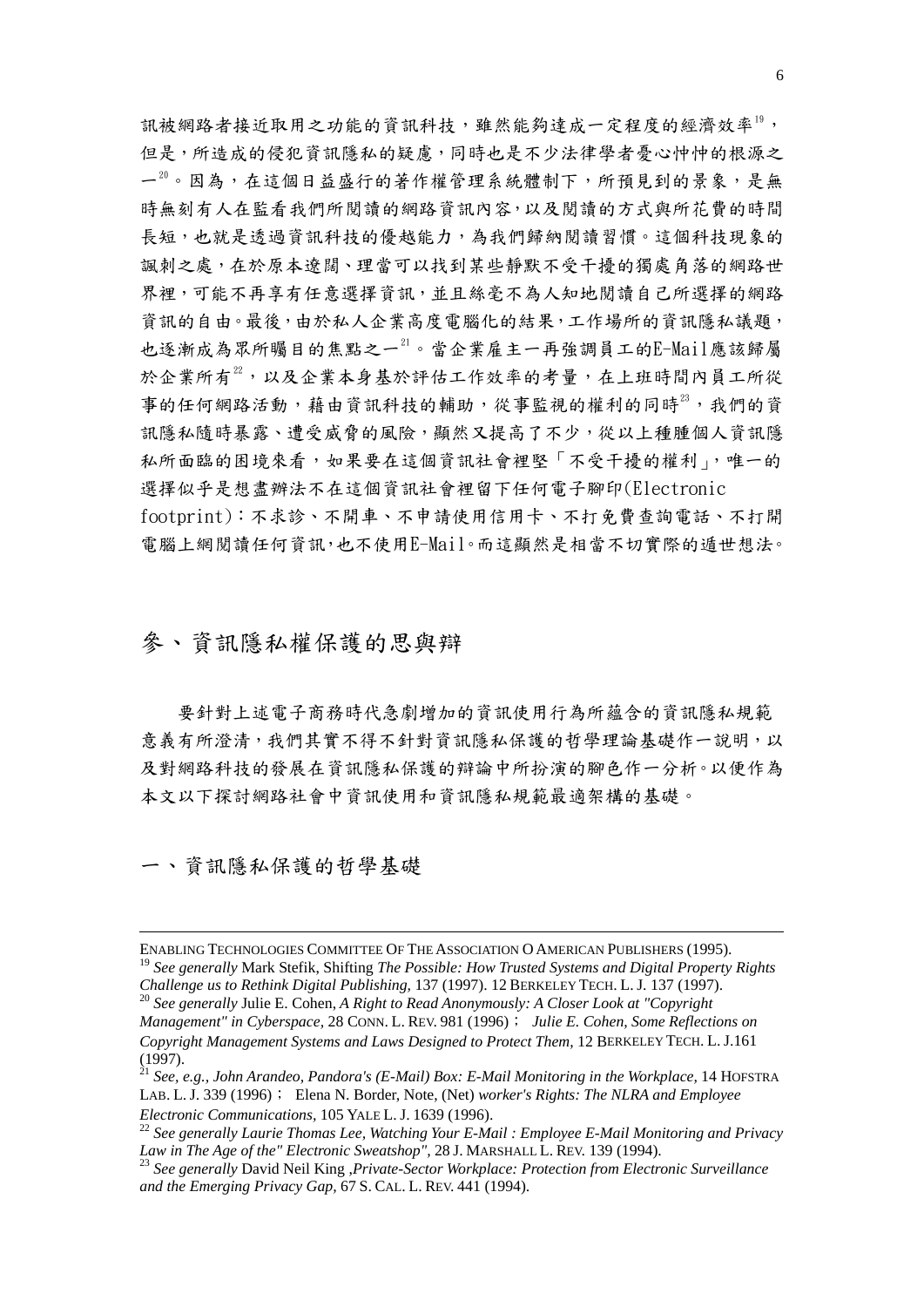訊被網路者接近取用之功能的資訊科技，雖然能夠達成一定程度的經濟效率[19]，但是，所造成的侵犯資訊隱私的疑慮，同時也是不少法律學者憂心忡忡的根源之一[20]。因為，在這個日益盛行的著作權管理系統體制下，所預見到的景象，是無時無刻有人在監看我們所閱讀的網路資訊內容，以及閱讀的方式與所花費的時間長短，也就是透過資訊科技的優越能力，為我們歸納閱讀習慣。這個科技現象的諷刺之處，在於原本遼闊、理當可以找到某些靜默不受干擾的獨處角落的網路世界裡，可能不再享有任意選擇資訊，並且絲毫不為人知地閱讀自己所選擇的網路資訊的自由。最後，由於私人企業高度電腦化的結果，工作場所的資訊隱私議題，也逐漸成為眾所矚目的焦點之一[21]。當企業雇主一再強調員工的E-Mail應該歸屬於企業所有[22]，以及企業本身基於評估工作效率的考量，在上班時間內員工所從事的任何網路活動，藉由資訊科技的輔助，從事監視的權利的同時[23]，我們的資訊隱私隨時暴露、遭受威脅的風險，顯然又提高了不少，從以上種種個人資訊隱私所面臨的困境來看，如果要在這個資訊社會裡堅「不受干擾的權利」，唯一的選擇似乎是想盡辦法不在這個資訊社會裡留下任何電子腳印(Electronic footprint)：不求診、不開車、不申請使用信用卡、不打免費查詢電話、不打開電腦上網閱讀任何資訊，也不使用E-Mail。而這顯然是相當不切實際的遁世想法。

## 參、資訊隱私權保護的思與辯

要針對上述電子商務時代急劇增加的資訊使用行為所蘊含的資訊隱私規範意義有所澄清，我們其實不得不針對資訊隱私保護的哲學理論基礎作一說明，以及對網路科技的發展在資訊隱私保護的辯論中所扮演的腳色作一分析。以便作為本文以下探討網路社會中資訊使用和資訊隱私規範最適架構的基礎。

### 一、資訊隱私保護的哲學基礎

---

ENABLING TECHNOLOGIES COMMITTEE OF THE ASSOCIATION O AMERICAN PUBLISHERS (1995).

[19] *See generally* Mark Stefik, Shifting *The Possible: How Trusted Systems and Digital Property Rights Challenge us to Rethink Digital Publishing,* 137 (1997). 12 BERKELEY TECH. L. J. 137 (1997).

[20] *See generally* Julie E. Cohen, *A Right to Read Anonymously: A Closer Look at "Copyright Management" in Cyberspace,* 28 CONN. L. REV. 981 (1996)； *Julie E. Cohen, Some Reflections on Copyright Management Systems and Laws Designed to Protect Them,* 12 BERKELEY TECH. L. J.161 (1997).

[21] *See, e.g., John Arandeo, Pandora's (E-Mail) Box: E-Mail Monitoring in the Workplace,* 14 HOFSTRA LAB. L. J. 339 (1996)； Elena N. Border, Note, (Net) *worker's Rights: The NLRA and Employee Electronic Communications,* 105 YALE L. J. 1639 (1996).

[22] *See generally Laurie Thomas Lee, Watching Your E-Mail : Employee E-Mail Monitoring and Privacy Law in The Age of the" Electronic Sweatshop",* 28 J. MARSHALL L. REV. 139 (1994).

[23] *See generally* David Neil King ,*Private-Sector Workplace: Protection from Electronic Surveillance and the Emerging Privacy Gap,* 67 S. CAL. L. REV. 441 (1994).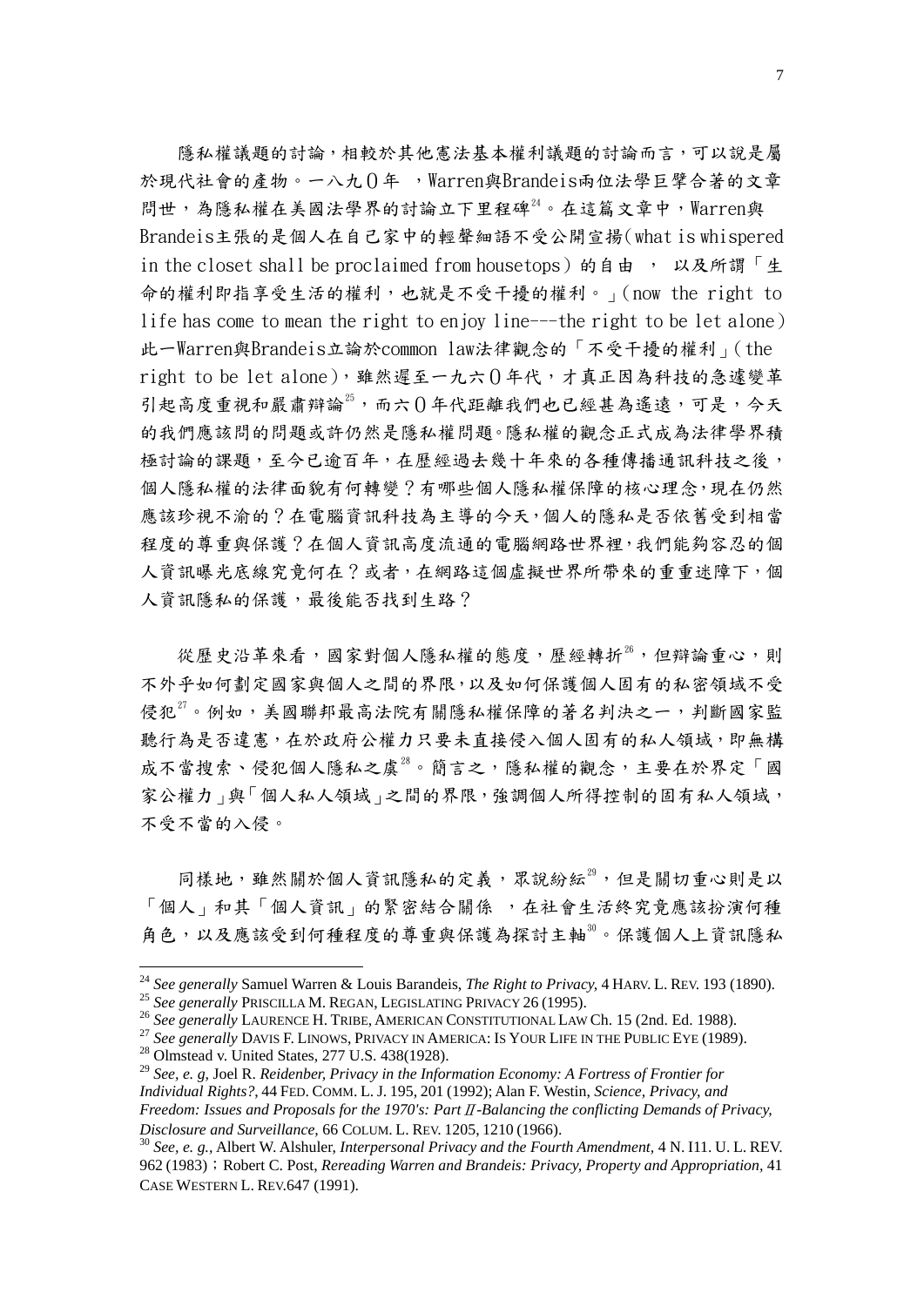隱私權議題的討論，相較於其他憲法基本權利議題的討論而言，可以說是屬於現代社會的產物。一八九0年 ，Warren與Brandeis兩位法學巨擘合著的文章問世，為隱私權在美國法學界的討論立下里程碑[24]。在這篇文章中，Warren與Brandeis主張的是個人在自己家中的輕聲細語不受公開宣揚(what is whispered in the closet shall be proclaimed from housetops) 的自由 ， 以及所謂「生命的權利即指享受生活的權利，也就是不受干擾的權利。」(now the right to life has come to mean the right to enjoy line---the right to be let alone) 此一Warren與Brandeis立論於common law法律觀念的「不受干擾的權利」(the right to be let alone)，雖然遲至一九六0年代，才真正因為科技的急遽變革引起高度重視和嚴肅辯論[25]，而六0年代距離我們也已經甚為遙遠，可是，今天的我們應該問的問題或許仍然是隱私權問題。隱私權的觀念正式成為法律學界積極討論的課題，至今已逾百年，在歷經過去幾十年來的各種傳播通訊科技之後，個人隱私權的法律面貌有何轉變？有哪些個人隱私權保障的核心理念，現在仍然應該珍視不渝的？在電腦資訊科技為主導的今天，個人的隱私是否依舊受到相當程度的尊重與保護？在個人資訊高度流通的電腦網路世界裡，我們能夠容忍的個人資訊曝光底線究竟何在？或者，在網路這個虛擬世界所帶來的重重迷障下，個人資訊隱私的保護，最後能否找到生路？

從歷史沿革來看，國家對個人隱私權的態度，歷經轉折[26]，但辯論重心，則不外乎如何劃定國家與個人之間的界限，以及如何保護個人固有的私密領域不受侵犯[27]。例如，美國聯邦最高法院有關隱私權保障的著名判決之一，判斷國家監聽行為是否違憲，在於政府公權力只要未直接侵入個人固有的私人領域，即無構成不當搜索、侵犯個人隱私之虞[28]。簡言之，隱私權的觀念，主要在於界定「國家公權力」與「個人私人領域」之間的界限，強調個人所得控制的固有私人領域，不受不當的入侵。

同樣地，雖然關於個人資訊隱私的定義，眾說紛紜[29]，但是關切重心則是以「個人」和其「個人資訊」的緊密結合關係 ，在社會生活終究竟應該扮演何種角色，以及應該受到何種程度的尊重與保護為探討主軸[30]。保護個人上資訊隱私

---

[24] *See generally* Samuel Warren & Louis Barandeis, *The Right to Privacy*, 4 HARV. L. REV. 193 (1890).

[25] *See generally* PRISCILLA M. REGAN, LEGISLATING PRIVACY 26 (1995).

[26] *See generally* LAURENCE H. TRIBE, AMERICAN CONSTITUTIONAL LAW Ch. 15 (2nd. Ed. 1988).

[27] *See generally* DAVIS F. LINOWS, PRIVACY IN AMERICA: IS YOUR LIFE IN THE PUBLIC EYE (1989).

[28] Olmstead v. United States, 277 U.S. 438(1928).

[29] *See, e. g,* Joel R. *Reidenber, Privacy in the Information Economy: A Fortress of Frontier for Individual Rights?*, 44 FED. COMM. L. J. 195, 201 (1992); Alan F. Westin, *Science, Privacy, and Freedom: Issues and Proposals for the 1970's: Part* Ⅱ*-Balancing the conflicting Demands of Privacy, Disclosure and Surveillance*, 66 COLUM. L. REV. 1205, 1210 (1966).

[30] *See, e. g.*, Albert W. Alshuler, *Interpersonal Privacy and the Fourth Amendment*, 4 N. I11. U. L. REV. 962 (1983)；Robert C. Post, *Rereading Warren and Brandeis: Privacy, Property and Appropriation*, 41 CASE WESTERN L. REV.647 (1991).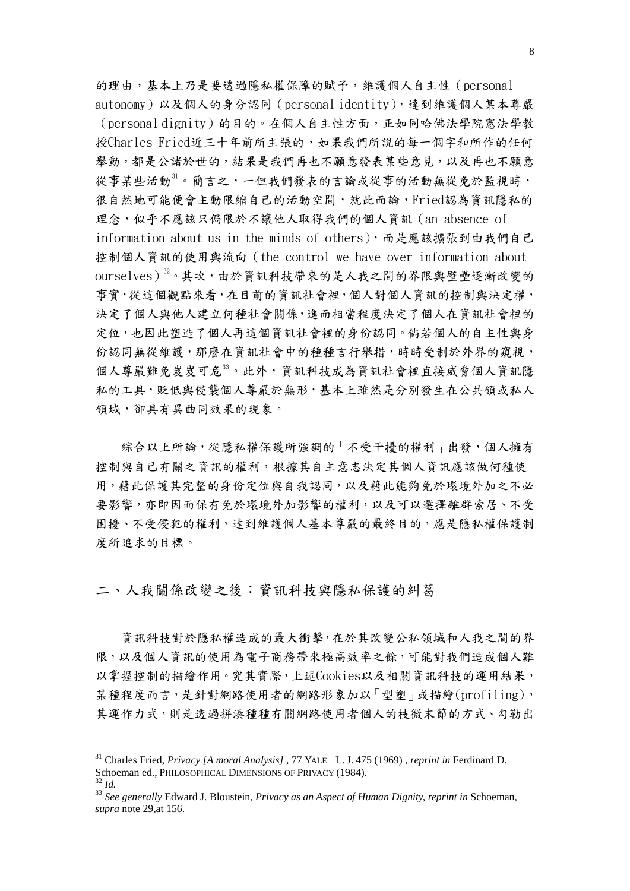的理由，基本上乃是要透過隱私權保障的賦予，維護個人自主性（personal autonomy）以及個人的身分認同（personal identity），達到維護個人某本尊嚴（personal dignity）的目的。在個人自主性方面，正如同哈佛法學院憲法學教授Charles Fried近三十年前所主張的，如果我們所說的每一個字和所作的任何舉動，都是公諸於世的，結果是我們再也不願意發表某些意見，以及再也不願意從事某些活動[31]。簡言之，一但我們發表的言論或從事的活動無從免於監視時，很自然地可能便會主動限縮自己的活動空間，就此而論，Fried認為資訊隱私的理念，似乎不應該只侷限於不讓他人取得我們的個人資訊（an absence of information about us in the minds of others），而是應該擴張到由我們自己控制個人資訊的使用與流向（the control we have over information about ourselves）[32]。其次，由於資訊科技帶來的是人我之間的界限與壁壘逐漸改變的事實，從這個觀點來看，在目前的資訊社會裡，個人對個人資訊的控制與決定權，決定了個人與他人建立何種社會關係，進而相當程度決定了個人在資訊社會裡的定位，也因此塑造了個人再這個資訊社會裡的身份認同。倘若個人的自主性與身份認同無從維護，那麼在資訊社會中的種種言行舉措，時時受制於外界的窺視，個人尊嚴難免岌岌可危[33]。此外，資訊科技成為資訊社會裡直接威脅個人資訊隱私的工具，貶低與侵襲個人尊嚴於無形，基本上雖然是分別發生在公共領或私人領域，卻具有異曲同效果的現象。

綜合以上所論，從隱私權保護所強調的「不受干擾的權利」出發，個人擁有控制與自己有關之資訊的權利，根據其自主意志決定其個人資訊應該做何種使用，藉此保護其完整的身份定位與自我認同，以及藉此能夠免於環境外加之不必要影響，亦即因而保有免於環境外加影響的權利，以及可以選擇離群索居、不受困擾、不受侵犯的權利，達到維護個人基本尊嚴的最終目的，應是隱私權保護制度所追求的目標。

## 二、人我關係改變之後：資訊科技與隱私保護的糾葛

資訊科技對於隱私權造成的最大衝擊，在於其改變公私領域和人我之間的界限，以及個人資訊的使用為電子商務帶來極高效率之餘，可能對我們造成個人難以掌握控制的描繪作用。究其實際，上述Cookies以及相關資訊科技的運用結果，某種程度而言，是針對網路使用者的網路形象加以「型塑」或描繪(profiling)，其運作力式，則是透過拼湊種種有關網路使用者個人的枝微末節的方式、勾勒出

---

[31] Charles Fried, *Privacy [A moral Analysis]* , 77 YALE L. J. 475 (1969) , *reprint in* Ferdinard D. Schoeman ed., PHILOSOPHICAL DIMENSIONS OF PRIVACY (1984).

[32] *Id.*

[33] *See generally* Edward J. Bloustein, *Privacy as an Aspect of Human Dignity, reprint in* Schoeman, *supra* note 29,at 156.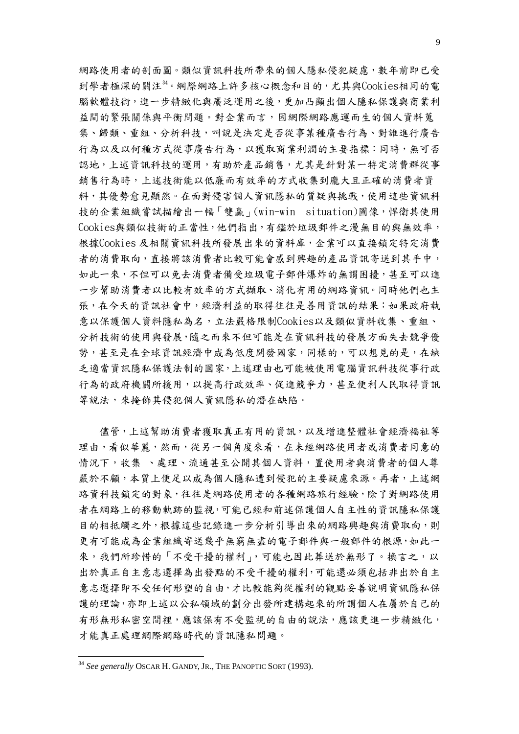網路使用者的剖面圖。類似資訊科技所帶來的個人隱私侵犯疑慮，數年前即已受到學者極深的關注[34]。網際網路上許多核心概念和目的，尤其與Cookies相同的電腦軟體技術，進一步精緻化與廣泛運用之後，更加凸顯出個人隱私保護與商業利益間的緊張關係與平衡問題。對企業而言，因網際網路應運而生的個人資料蒐集、歸類、重組、分析科技，叫說是決定是否從事某種廣告行為、對誰進行廣告行為以及以何種方式從事廣告行為，以獲取商業利潤的主要指標；同時，無可否認地，上述資訊科技的運用，有助於產品銷售，尤其是針對某一特定消費群從事銷售行為時，上述技術能以低廉而有效率的方式收集到龐大且正確的消費者資料，其優勢愈見顯然。在面對侵害個人資訊隱私的質疑與挑戰，使用這些資訊科技的企業組織嘗試描繪出一幅「雙贏」(win-win situation)圖像，悍衛其使用Cookies與類似技術的正當性，他們指出，有鑑於垃圾郵件之漫無目的與無效率，根據Cookies 及相關資訊科技所發展出來的資料庫，企業可以直接鎖定特定消費者的消費取向，直接將該消費者比較可能會感到興趣的產品資訊寄送到其手中，如此一來，不但可以免去消費者備受垃圾電子郵件爆炸的無謂困擾，甚至可以進一步幫助消費者以比較有效率的方式擷取、消化有用的網路資訊。同時他們也主張，在今天的資訊社會中，經濟利益的取得往往是善用資訊的結果；如果政府執意以保護個人資料隱私為名，立法嚴格限制Cookies以及類似資料收集、重組、分析技術的使用與發展，隨之而來不但可能是在資訊科技的發展方面失去競爭優勢，甚至是在全球資訊經濟中成為低度開發國家，同樣的，可以想見的是，在缺乏適當資訊隱私保護法制的國家，上述理由也可能被使用電腦資訊科技從事行政行為的政府機關所援用，以提高行政效率、促進競爭力，甚至便利人民取得資訊等說法，來掩飾其侵犯個人資訊隱私的潛在缺陷。

儘管，上述幫助消費者獲取真正有用的資訊，以及增進整體社會經濟福祉等理由，看似華麗，然而，從另一個角度來看，在未經網路使用者或消費者同意的情況下，收集 、處理、流通甚至公開其個人資料，置使用者與消費者的個人尊嚴於不顧，本質上便足以成為個人隱私遭到侵犯的主要疑慮來源。再者，上述網路資料科技鎖定的對象，往往是網路使用者的各種網路旅行經驗，除了對網路使用者在網路上的移動軌跡的監視，可能已經和前述保護個人自主性的資訊隱私保護目的相抵觸之外，根據這些記錄進一步分析引導出來的網路興趣與消費取向，則更有可能成為企業組織寄送幾乎無窮無盡的電子郵件與一般郵件的根源，如此一來，我們所珍惜的「不受干擾的權利」，可能也因此葬送於無形了。換言之，以出於真正自主意志選擇為出發點的不受干擾的權利，可能還必須包括非出於自主意志選擇即不受任何形塑的自由，才比較能夠從權利的觀點妥善說明資訊隱私保護的理論，亦即上述以公私領域的劃分出發所建構起來的所謂個人在屬於自己的有形無形私密空間裡，應該保有不受監視的自由的說法，應該更進一步精緻化，才能真正處理網際網路時代的資訊隱私問題。

---

[34] *See generally* OSCAR H. GANDY, JR., THE PANOPTIC SORT (1993).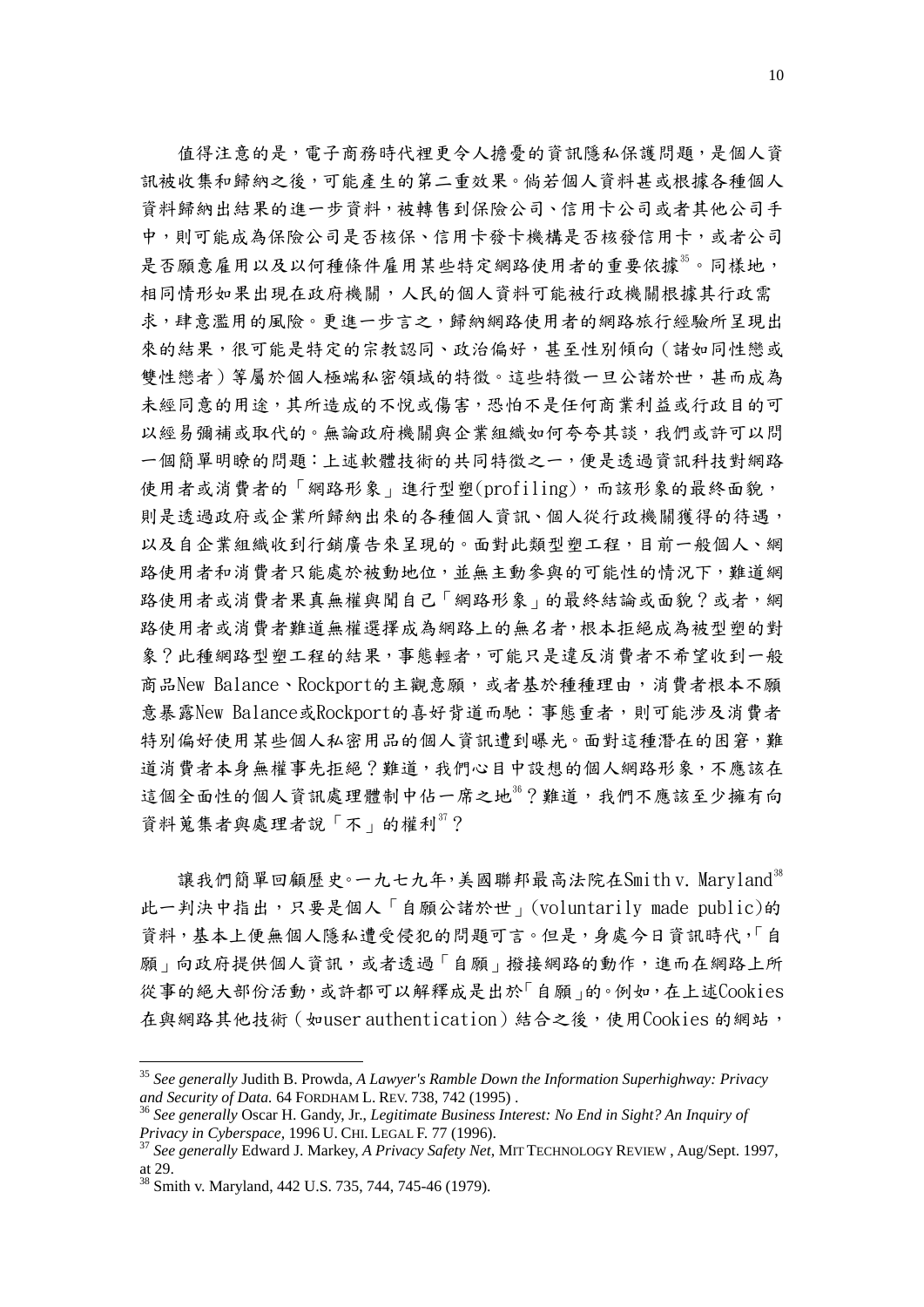值得注意的是，電子商務時代裡更令人擔憂的資訊隱私保護問題，是個人資訊被收集和歸納之後，可能產生的第二重效果。倘若個人資料甚或根據各種個人資料歸納出結果的進一步資料，被轉售到保險公司、信用卡公司或者其他公司手中，則可能成為保險公司是否核保、信用卡發卡機構是否核發信用卡，或者公司是否願意雇用以及以何種條件雇用某些特定網路使用者的重要依據[35]。同樣地，相同情形如果出現在政府機關，人民的個人資料可能被行政機關根據其行政需求，肆意濫用的風險。更進一步言之，歸納網路使用者的網路旅行經驗所呈現出來的結果，很可能是特定的宗教認同、政治偏好，甚至性別傾向（諸如同性戀或雙性戀者）等屬於個人極端私密領域的特徵。這些特徵一旦公諸於世，甚而成為未經同意的用途，其所造成的不悅或傷害，恐怕不是任何商業利益或行政目的可以經易彌補或取代的。無論政府機關與企業組織如何夸夸其談，我們或許可以問一個簡單明瞭的問題：上述軟體技術的共同特徵之一，便是透過資訊科技對網路使用者或消費者的「網路形象」進行型塑(profiling)，而該形象的最終面貌，則是透過政府或企業所歸納出來的各種個人資訊、個人從行政機關獲得的待遇，以及自企業組織收到行銷廣告來呈現的。面對此類型塑工程，目前一般個人、網路使用者和消費者只能處於被動地位，並無主動參與的可能性的情況下，難道網路使用者或消費者果真無權與聞自己「網路形象」的最終結論或面貌？或者，網路使用者或消費者難道無權選擇成為網路上的無名者，根本拒絕成為被型塑的對象？此種網路型塑工程的結果，事態輕者，可能只是違反消費者不希望收到一般商品New Balance、Rockport的主觀意願，或者基於種種理由，消費者根本不願意暴露New Balance或Rockport的喜好背道而馳：事態重者，則可能涉及消費者特別偏好使用某些個人私密用品的個人資訊遭到曝光。面對這種潛在的困窘，難道消費者本身無權事先拒絕？難道，我們心目中設想的個人網路形象，不應該在這個全面性的個人資訊處理體制中佔一席之地[36]？難道，我們不應該至少擁有向資料蒐集者與處理者說「不」的權利[37]？

讓我們簡單回顧歷史。一九七九年，美國聯邦最高法院在Smith v. Maryland[38]此一判決中指出，只要是個人「自願公諸於世」(voluntarily made public)的資料，基本上便無個人隱私遭受侵犯的問題可言。但是，身處今日資訊時代，「自願」向政府提供個人資訊，或者透過「自願」撥接網路的動作，進而在網路上所從事的絕大部份活動，或許都可以解釋成是出於「自願」的。例如，在上述Cookies在與網路其他技術（如user authentication）結合之後，使用Cookies 的網站，

---

[35] *See generally* Judith B. Prowda, *A Lawyer's Ramble Down the Information Superhighway: Privacy and Security of Data.* 64 FORDHAM L. REV. 738, 742 (1995) .

[36] *See generally* Oscar H. Gandy, Jr., *Legitimate Business Interest: No End in Sight? An Inquiry of Privacy in Cyberspace*, 1996 U. CHI. LEGAL F. 77 (1996).

[37] *See generally* Edward J. Markey, *A Privacy Safety Net*, MIT TECHNOLOGY REVIEW , Aug/Sept. 1997, at 29.

[38] Smith v. Maryland, 442 U.S. 735, 744, 745-46 (1979).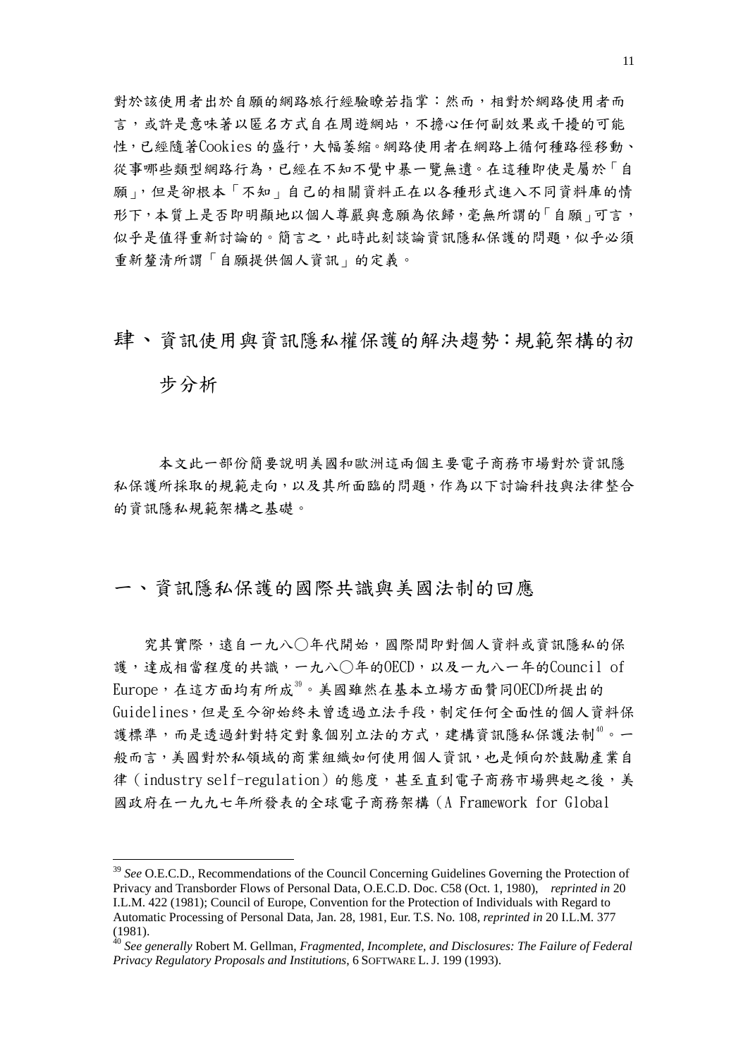對於該使用者出於自願的網路旅行經驗瞭若指掌：然而，相對於網路使用者而言，或許是意味著以匿名方式自在周遊網站，不擔心任何副效果或干擾的可能性，已經隨著Cookies 的盛行，大幅萎縮。網路使用者在網路上循何種路徑移動、從事哪些類型網路行為，已經在不知不覺中暴一覽無遺。在這種即使是屬於「自願」，但是卻根本「不知」自己的相關資料正在以各種形式進入不同資料庫的情形下，本質上是否即明顯地以個人尊嚴與意願為依歸，毫無所謂的「自願」可言，似乎是值得重新討論的。簡言之，此時此刻談論資訊隱私保護的問題，似乎必須重新釐清所謂「自願提供個人資訊」的定義。

# 肆、資訊使用與資訊隱私權保護的解決趨勢：規範架構的初步分析

本文此一部份簡要說明美國和歐洲這兩個主要電子商務市場對於資訊隱私保護所採取的規範走向，以及其所面臨的問題，作為以下討論科技與法律整合的資訊隱私規範架構之基礎。

## 一、資訊隱私保護的國際共識與美國法制的回應

究其實際，遠自一九八〇年代開始，國際間即對個人資料或資訊隱私的保護，達成相當程度的共識，一九八〇年的OECD，以及一九八一年的Council of Europe，在這方面均有所成[39]。美國雖然在基本立場方面贊同OECD所提出的Guidelines，但是至今卻始終未曾透過立法手段，制定任何全面性的個人資料保護標準，而是透過針對特定對象個別立法的方式，建構資訊隱私保護法制[40]。一般而言，美國對於私領域的商業組織如何使用個人資訊，也是傾向於鼓勵產業自律（industry self-regulation）的態度，甚至直到電子商務市場興起之後，美國政府在一九九七年所發表的全球電子商務架構（A Framework for Global

---

[39] *See* O.E.C.D., Recommendations of the Council Concerning Guidelines Governing the Protection of Privacy and Transborder Flows of Personal Data, O.E.C.D. Doc. C58 (Oct. 1, 1980), *reprinted in* 20 I.L.M. 422 (1981); Council of Europe, Convention for the Protection of Individuals with Regard to Automatic Processing of Personal Data, Jan. 28, 1981, Eur. T.S. No. 108, *reprinted in* 20 I.L.M. 377 (1981).

[40] *See generally* Robert M. Gellman, *Fragmented, Incomplete, and Disclosures: The Failure of Federal Privacy Regulatory Proposals and Institutions*, 6 SOFTWARE L. J. 199 (1993).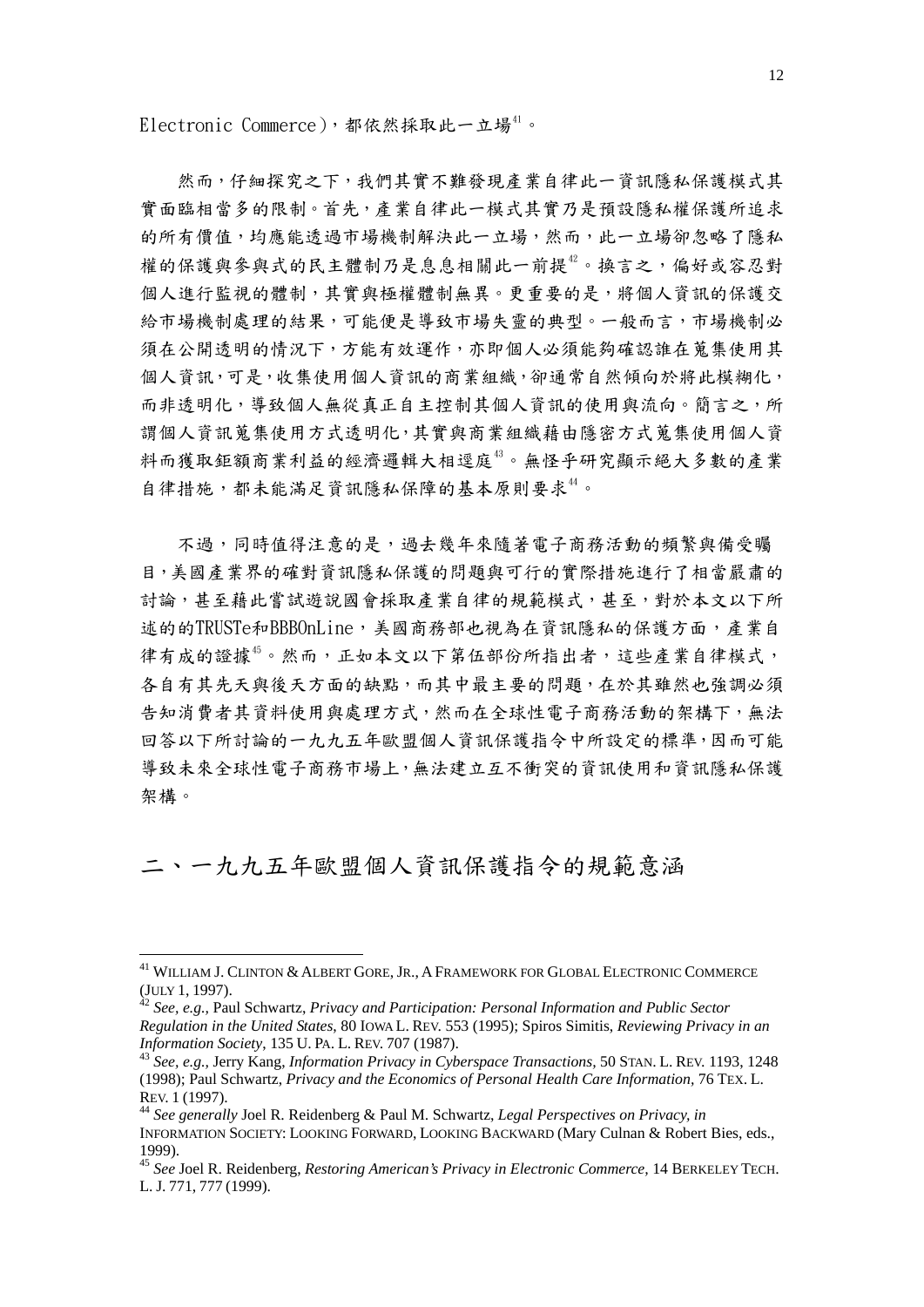Electronic Commerce)，都依然採取此一立場[41]。

然而，仔細探究之下，我們其實不難發現產業自律此一資訊隱私保護模式其實面臨相當多的限制。首先，產業自律此一模式其實乃是預設隱私權保護所追求的所有價值，均應能透過市場機制解決此一立場，然而，此一立場卻忽略了隱私權的保護與參與式的民主體制乃是息息相關此一前提[42]。換言之，偏好或容忍對個人進行監視的體制，其實與極權體制無異。更重要的是，將個人資訊的保護交給市場機制處理的結果，可能便是導致市場失靈的典型。一般而言，市場機制必須在公開透明的情況下，方能有效運作，亦即個人必須能夠確認誰在蒐集使用其個人資訊，可是，收集使用個人資訊的商業組織，卻通常自然傾向於將此模糊化，而非透明化，導致個人無從真正自主控制其個人資訊的使用與流向。簡言之，所謂個人資訊蒐集使用方式透明化，其實與商業組織藉由隱密方式蒐集使用個人資料而獲取鉅額商業利益的經濟邏輯大相逕庭[43]。無怪乎研究顯示絕大多數的產業自律措施，都未能滿足資訊隱私保障的基本原則要求[44]。

不過，同時值得注意的是，過去幾年來隨著電子商務活動的頻繁與備受矚目，美國產業界的確對資訊隱私保護的問題與可行的實際措施進行了相當嚴肅的討論，甚至藉此嘗試遊說國會採取產業自律的規範模式，甚至，對於本文以下所述的的TRUSTe和BBBOnLine，美國商務部也視為在資訊隱私的保護方面，產業自律有成的證據[45]。然而，正如本文以下第伍部份所指出者，這些產業自律模式，各自有其先天與後天方面的缺點，而其中最主要的問題，在於其雖然也強調必須告知消費者其資料使用與處理方式，然而在全球性電子商務活動的架構下，無法回答以下所討論的一九九五年歐盟個人資訊保護指令中所設定的標準，因而可能導致未來全球性電子商務市場上，無法建立互不衝突的資訊使用和資訊隱私保護架構。

## 二、一九九五年歐盟個人資訊保護指令的規範意涵

---

[41] WILLIAM J. CLINTON & ALBERT GORE, JR., A FRAMEWORK FOR GLOBAL ELECTRONIC COMMERCE (JULY 1, 1997).

[42] *See, e.g.*, Paul Schwartz, *Privacy and Participation: Personal Information and Public Sector Regulation in the United States*, 80 IOWA L. REV. 553 (1995); Spiros Simitis, *Reviewing Privacy in an Information Society*, 135 U. PA. L. REV. 707 (1987).

[43] *See, e.g.*, Jerry Kang, *Information Privacy in Cyberspace Transactions*, 50 STAN. L. REV. 1193, 1248 (1998); Paul Schwartz, *Privacy and the Economics of Personal Health Care Information*, 76 TEX. L. REV. 1 (1997).

[44] *See generally* Joel R. Reidenberg & Paul M. Schwartz, *Legal Perspectives on Privacy*, *in* INFORMATION SOCIETY: LOOKING FORWARD, LOOKING BACKWARD (Mary Culnan & Robert Bies, eds., 1999).

[45] *See* Joel R. Reidenberg, *Restoring American's Privacy in Electronic Commerce*, 14 BERKELEY TECH. L. J. 771, 777 (1999).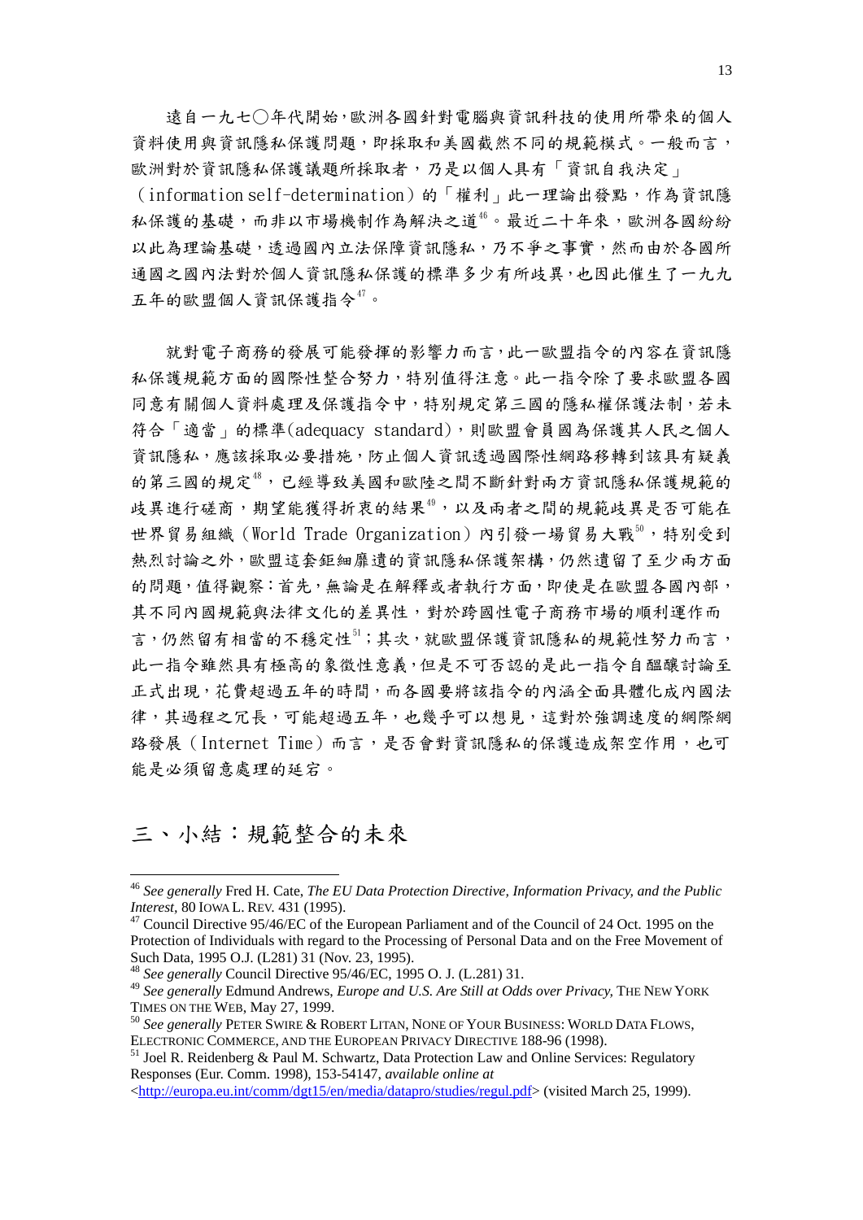遠自一九七〇年代開始，歐洲各國針對電腦與資訊科技的使用所帶來的個人資料使用與資訊隱私保護問題，即採取和美國截然不同的規範模式。一般而言，歐洲對於資訊隱私保護議題所採取者，乃是以個人具有「資訊自我決定」（information self-determination）的「權利」此一理論出發點，作為資訊隱私保護的基礎，而非以市場機制作為解決之道[46]。最近二十年來，歐洲各國紛紛以此為理論基礎，透過國內立法保障資訊隱私，乃不爭之事實，然而由於各國所通國之國內法對於個人資訊隱私保護的標準多少有所歧異，也因此催生了一九九五年的歐盟個人資訊保護指令[47]。

就對電子商務的發展可能發揮的影響力而言，此一歐盟指令的內容在資訊隱私保護規範方面的國際性整合努力，特別值得注意。此一指令除了要求歐盟各國同意有關個人資料處理及保護指令中，特別規定第三國的隱私權保護法制，若未符合「適當」的標準(adequacy standard)，則歐盟會員國為保護其人民之個人資訊隱私，應該採取必要措施，防止個人資訊透過國際性網路移轉到該具有疑義的第三國的規定[48]，已經導致美國和歐陸之間不斷針對兩方資訊隱私保護規範的歧異進行磋商，期望能獲得折衷的結果[49]，以及兩者之間的規範歧異是否可能在世界貿易組織（World Trade Organization）內引發一場貿易大戰[50]，特別受到熱烈討論之外，歐盟這套鉅細靡遺的資訊隱私保護架構，仍然遺留了至少兩方面的問題，值得觀察：首先，無論是在解釋或者執行方面，即使是在歐盟各國內部，其不同內國規範與法律文化的差異性，對於跨國性電子商務市場的順利運作而言，仍然留有相當的不穩定性[51]；其次，就歐盟保護資訊隱私的規範性努力而言，此一指令雖然具有極高的象徵性意義，但是不可否認的是此一指令自醞釀討論至正式出現，花費超過五年的時間，而各國要將該指令的內涵全面具體化成內國法律，其過程之冗長，可能超過五年，也幾乎可以想見，這對於強調速度的網際網路發展（Internet Time）而言，是否會對資訊隱私的保護造成架空作用，也可能是必須留意處理的延宕。

## 三、小結：規範整合的未來

---

[46] *See generally* Fred H. Cate, *The EU Data Protection Directive, Information Privacy, and the Public Interest*, 80 IOWA L. REV. 431 (1995).

[47] Council Directive 95/46/EC of the European Parliament and of the Council of 24 Oct. 1995 on the Protection of Individuals with regard to the Processing of Personal Data and on the Free Movement of Such Data, 1995 O.J. (L281) 31 (Nov. 23, 1995).

[48] *See generally* Council Directive 95/46/EC, 1995 O. J. (L.281) 31.

[49] *See generally* Edmund Andrews, *Europe and U.S. Are Still at Odds over Privacy*, THE NEW YORK TIMES ON THE WEB, May 27, 1999.

[50] *See generally* PETER SWIRE & ROBERT LITAN, NONE OF YOUR BUSINESS: WORLD DATA FLOWS, ELECTRONIC COMMERCE, AND THE EUROPEAN PRIVACY DIRECTIVE 188-96 (1998).

[51] Joel R. Reidenberg & Paul M. Schwartz, Data Protection Law and Online Services: Regulatory Responses (Eur. Comm. 1998), 153-54147, *available online at* <http://europa.eu.int/comm/dgt15/en/media/datapro/studies/regul.pdf> (visited March 25, 1999).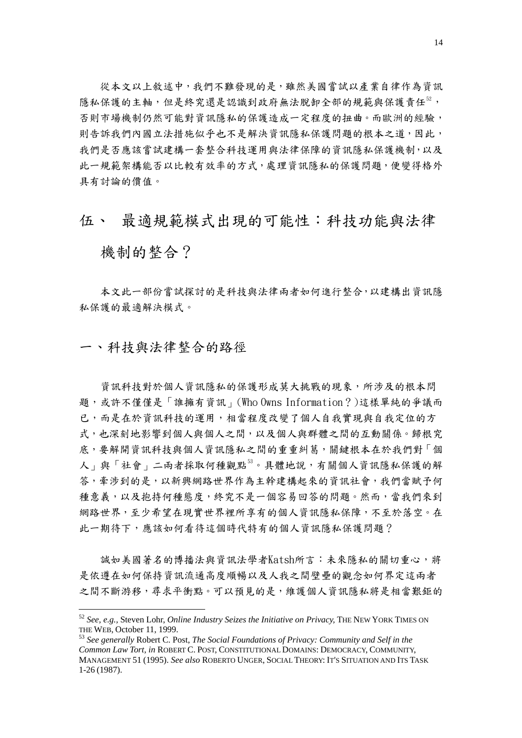從本文以上敘述中，我們不難發現的是，雖然美國嘗試以產業自律作為資訊隱私保護的主軸，但是終究還是認識到政府無法脫卸全部的規範與保護責任[52]，否則市場機制仍然可能對資訊隱私的保護造成一定程度的扭曲。而歐洲的經驗，則告訴我們內國立法措施似乎也不是解決資訊隱私保護問題的根本之道，因此，我們是否應該嘗試建構一套整合科技運用與法律保障的資訊隱私保護機制，以及此一規範架構能否以比較有效率的方式，處理資訊隱私的保護問題，便變得格外具有討論的價值。

# 伍、 最適規範模式出現的可能性：科技功能與法律機制的整合？

本文此一部份嘗試探討的是科技與法律兩者如何進行整合，以建構出資訊隱私保護的最適解決模式。

## 一、科技與法律整合的路徑

資訊科技對於個人資訊隱私的保護形成莫大挑戰的現象，所涉及的根本問題，或許不僅僅是「誰擁有資訊」(Who Owns Information？)這樣單純的爭議而已，而是在於資訊科技的運用，相當程度改變了個人自我實現與自我定位的方式，也深刻地影響到個人與個人之間，以及個人與群體之間的互動關係。歸根究底，要解開資訊科技與個人資訊隱私之間的重重糾葛，關鍵根本在於我們對「個人」與「社會」二兩者採取何種觀點[53]。具體地說，有關個人資訊隱私保護的解答，牽涉到的是，以新興網路世界作為主幹建構起來的資訊社會，我們當賦予何種意義，以及抱持何種態度，終究不是一個容易回答的問題。然而，當我們來到網路世界，至少希望在現實世界裡所享有的個人資訊隱私保障，不至於落空。在此一期待下，應該如何看待這個時代特有的個人資訊隱私保護問題？

誠如美國著名的博播法與資訊法學者Katsh所言：未來隱私的關切重心，將是依違在如何保持資訊流通高度順暢以及人我之間壁壘的觀念如何界定這兩者之間不斷游移，尋求平衡點。可以預見的是，維護個人資訊隱私將是相當艱鉅的

---

[52] *See, e.g.*, Steven Lohr, *Online Industry Seizes the Initiative on Privacy*, THE NEW YORK TIMES ON THE WEB, October 11, 1999.

[53] *See generally* Robert C. Post, *The Social Foundations of Privacy: Community and Self in the Common Law Tort*, *in* ROBERT C. POST, CONSTITUTIONAL DOMAINS: DEMOCRACY, COMMUNITY, MANAGEMENT 51 (1995). *See also* ROBERTO UNGER, SOCIAL THEORY: IT'S SITUATION AND ITS TASK 1-26 (1987).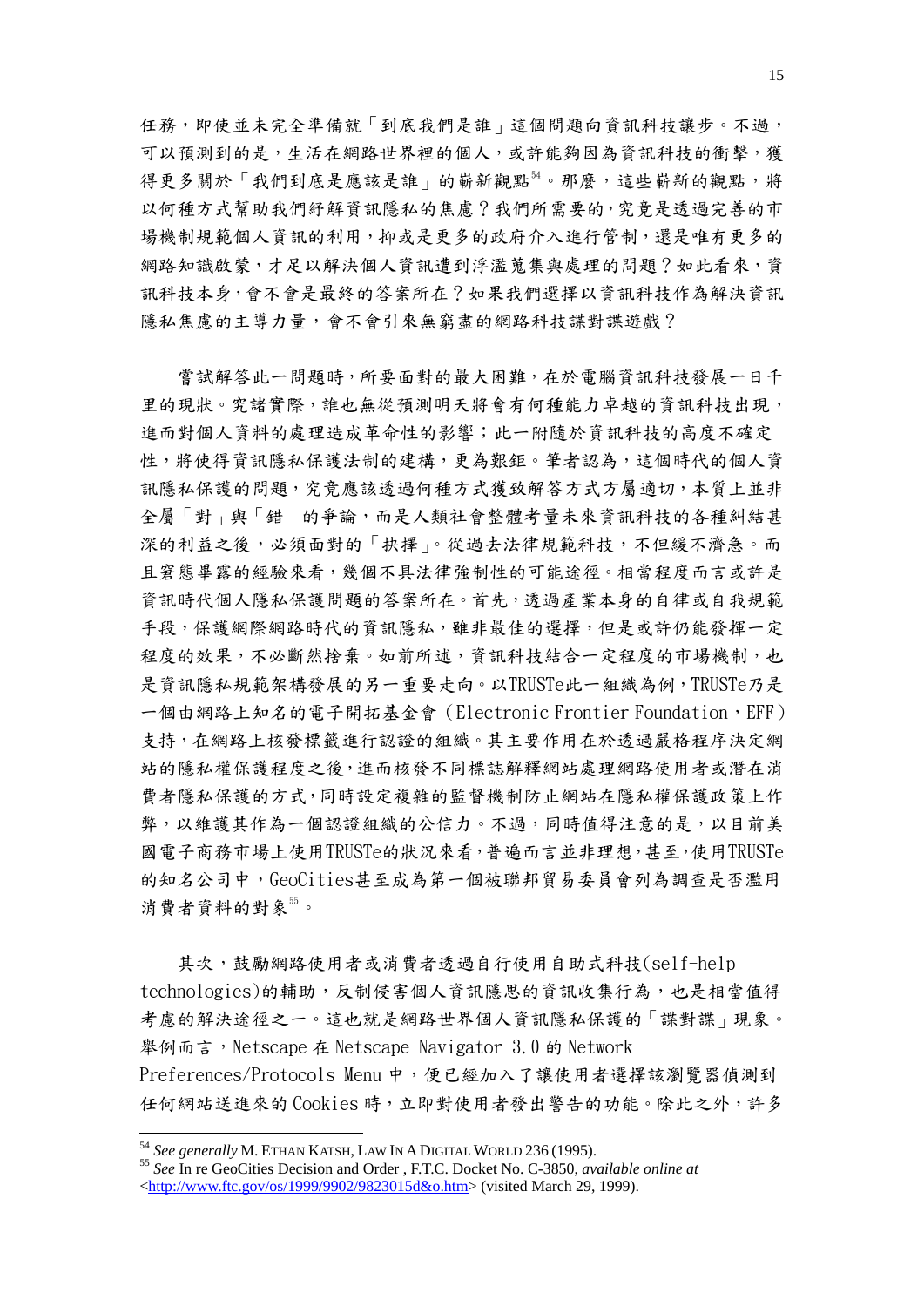任務，即使並未完全準備就「到底我們是誰」這個問題向資訊科技讓步。不過，可以預測到的是，生活在網路世界裡的個人，或許能夠因為資訊科技的衝擊，獲得更多關於「我們到底是應該是誰」的嶄新觀點[54]。那麼，這些嶄新的觀點，將以何種方式幫助我們紓解資訊隱私的焦慮？我們所需要的，究竟是透過完善的市場機制規範個人資訊的利用，抑或是更多的政府介入進行管制，還是唯有更多的網路知識啟蒙，才足以解決個人資訊遭到浮濫蒐集與處理的問題？如此看來，資訊科技本身，會不會是最終的答案所在？如果我們選擇以資訊科技作為解決資訊隱私焦慮的主導力量，會不會引來無窮盡的網路科技諜對諜遊戲？

嘗試解答此一問題時，所要面對的最大困難，在於電腦資訊科技發展一日千里的現狀。究諸實際，誰也無從預測明天將會有何種能力卓越的資訊科技出現，進而對個人資料的處理造成革命性的影響；此一附隨於資訊科技的高度不確定性，將使得資訊隱私保護法制的建構，更為艱鉅。筆者認為，這個時代的個人資訊隱私保護的問題，究竟應該透過何種方式獲致解答方式方屬適切，本質上並非全屬「對」與「錯」的爭論，而是人類社會整體考量未來資訊科技的各種糾結甚深的利益之後，必須面對的「抉擇」。從過去法律規範科技，不但緩不濟急。而且窘態畢露的經驗來看，幾個不具法律強制性的可能途徑。相當程度而言或許是資訊時代個人隱私保護問題的答案所在。首先，透過產業本身的自律或自我規範手段，保護網際網路時代的資訊隱私，雖非最佳的選擇，但是或許仍能發揮一定程度的效果，不必斷然捨棄。如前所述，資訊科技結合一定程度的市場機制，也是資訊隱私規範架構發展的另一重要走向。以TRUSTe此一組織為例，TRUSTe乃是一個由網路上知名的電子開拓基金會（Electronic Frontier Foundation，EFF）支持，在網路上核發標籤進行認證的組織。其主要作用在於透過嚴格程序決定網站的隱私權保護程度之後，進而核發不同標誌解釋網站處理網路使用者或潛在消費者隱私保護的方式，同時設定複雜的監督機制防止網站在隱私權保護政策上作弊，以維護其作為一個認證組織的公信力。不過，同時值得注意的是，以目前美國電子商務市場上使用TRUSTe的狀況來看，普遍而言並非理想，甚至，使用TRUSTe的知名公司中，GeoCities甚至成為第一個被聯邦貿易委員會列為調查是否濫用消費者資料的對象[55]。

其次，鼓勵網路使用者或消費者透過自行使用自助式科技(self-help technologies)的輔助，反制侵害個人資訊隱思的資訊收集行為，也是相當值得考慮的解決途徑之一。這也就是網路世界個人資訊隱私保護的「諜對諜」現象。舉例而言，Netscape 在 Netscape Navigator 3.0 的 Network Preferences/Protocols Menu 中，便已經加入了讓使用者選擇該瀏覽器偵測到任何網站送進來的 Cookies 時，立即對使用者發出警告的功能。除此之外，許多

---

[54] *See generally* M. ETHAN KATSH, LAW IN A DIGITAL WORLD 236 (1995).

[55] *See* In re GeoCities Decision and Order , F.T.C. Docket No. C-3850, *available online at* <http://www.ftc.gov/os/1999/9902/9823015d&o.htm> (visited March 29, 1999).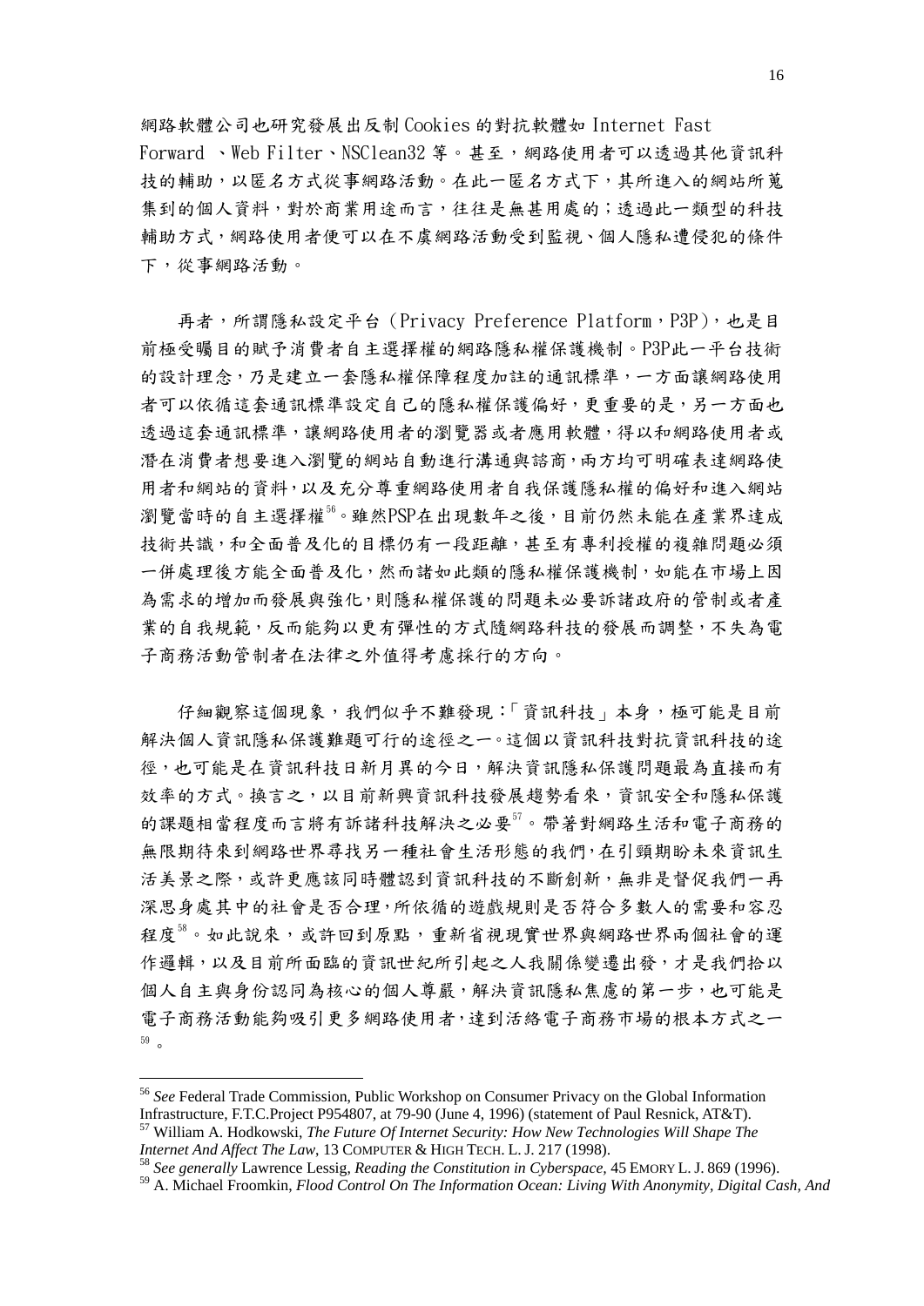網路軟體公司也研究發展出反制 Cookies 的對抗軟體如 Internet Fast Forward 、Web Filter、NSClean32 等。甚至，網路使用者可以透過其他資訊科技的輔助，以匿名方式從事網路活動。在此一匿名方式下，其所進入的網站所蒐集到的個人資料，對於商業用途而言，往往是無甚用處的；透過此一類型的科技輔助方式，網路使用者便可以在不虞網路活動受到監視、個人隱私遭侵犯的條件下，從事網路活動。

再者，所謂隱私設定平台（Privacy Preference Platform，P3P），也是目前極受矚目的賦予消費者自主選擇權的網路隱私權保護機制。P3P此一平台技術的設計理念，乃是建立一套隱私權保障程度加註的通訊標準，一方面讓網路使用者可以依循這套通訊標準設定自己的隱私權保護偏好，更重要的是，另一方面也透過這套通訊標準，讓網路使用者的瀏覽器或者應用軟體，得以和網路使用者或潛在消費者想要進入瀏覽的網站自動進行溝通與諮商，兩方均可明確表達網路使用者和網站的資料，以及充分尊重網路使用者自我保護隱私權的偏好和進入網站瀏覽當時的自主選擇權[56]。雖然PSP在出現數年之後，目前仍然未能在產業界達成技術共識，和全面普及化的目標仍有一段距離，甚至有專利授權的複雜問題必須一併處理後方能全面普及化，然而諸如此類的隱私權保護機制，如能在市場上因為需求的增加而發展與強化，則隱私權保護的問題未必要訴諸政府的管制或者產業的自我規範，反而能夠以更有彈性的方式隨網路科技的發展而調整，不失為電子商務活動管制者在法律之外值得考慮採行的方向。

仔細觀察這個現象，我們似乎不難發現：「資訊科技」本身，極可能是目前解決個人資訊隱私保護難題可行的途徑之一。這個以資訊科技對抗資訊科技的途徑，也可能是在資訊科技日新月異的今日，解決資訊隱私保護問題最為直接而有效率的方式。換言之，以目前新興資訊科技發展趨勢看來，資訊安全和隱私保護的課題相當程度而言將有訴諸科技解決之必要[57]。帶著對網路生活和電子商務的無限期待來到網路世界尋找另一種社會生活形態的我們，在引頸期盼未來資訊生活美景之際，或許更應該同時體認到資訊科技的不斷創新，無非是督促我們一再深思身處其中的社會是否合理，所依循的遊戲規則是否符合多數人的需要和容忍程度[58]。如此說來，或許回到原點，重新省視現實世界與網路世界兩個社會的運作邏輯，以及目前所面臨的資訊世紀所引起之人我關係變遷出發，才是我們拾以個人自主與身份認同為核心的個人尊嚴，解決資訊隱私焦慮的第一步，也可能是電子商務活動能夠吸引更多網路使用者，達到活絡電子商務市場的根本方式之一[59]。

---

[56] *See* Federal Trade Commission, Public Workshop on Consumer Privacy on the Global Information Infrastructure, F.T.C.Project P954807, at 79-90 (June 4, 1996) (statement of Paul Resnick, AT&T).

[57] William A. Hodkowski, *The Future Of Internet Security: How New Technologies Will Shape The Internet And Affect The Law*, 13 COMPUTER & HIGH TECH. L. J. 217 (1998).

[58] *See generally* Lawrence Lessig, *Reading the Constitution in Cyberspace*, 45 EMORY L. J. 869 (1996).

[59] A. Michael Froomkin, *Flood Control On The Information Ocean: Living With Anonymity, Digital Cash, And*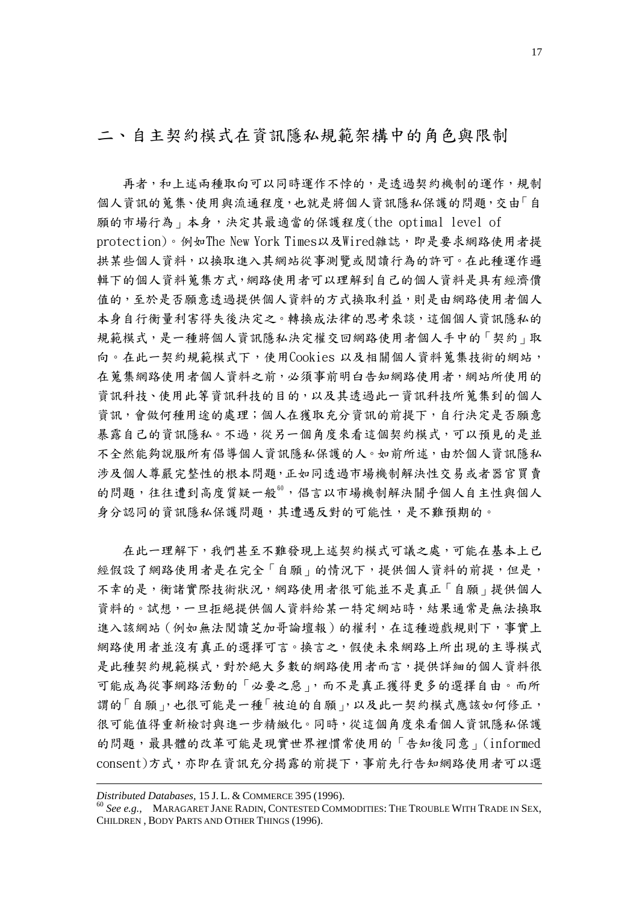## 二、自主契約模式在資訊隱私規範架構中的角色與限制

再者，和上述兩種取向可以同時運作不悖的，是透過契約機制的運作，規制個人資訊的蒐集、使用與流通程度，也就是將個人資訊隱私保護的問題，交由「自願的市場行為」本身，決定其最適當的保護程度(the optimal level of protection)。例如The New York Times以及Wired雜誌，即是要求網路使用者提拱某些個人資料，以換取進入其網站從事測覽或閱讀行為的許可。在此種運作邏輯下的個人資料蒐集方式，網路使用者可以理解到自己的個人資料是具有經濟價值的，至於是否願意透過提供個人資料的方式換取利益，則是由網路使用者個人本身自行衡量利害得失後決定之。轉換成法律的思考來談，這個個人資訊隱私的規範模式，是一種將個人資訊隱私決定權交回網路使用者個人手中的「契約」取向。在此一契約規範模式下，使用Cookies 以及相關個人資料蒐集技術的網站，在蒐集網路使用者個人資料之前，必須事前明白告知網路使用者，網站所使用的資訊科技、使用此等資訊科技的目的，以及其透過此一資訊科技所蒐集到的個人資訊，會做何種用途的處理；個人在獲取充分資訊的前提下，自行決定是否願意暴露自己的資訊隱私。不過，從另一個角度來看這個契約模式，可以預見的是並不全然能夠說服所有倡導個人資訊隱私保護的人。如前所述，由於個人資訊隱私涉及個人尊嚴完整性的根本問題，正如同透過市場機制解決性交易或者器官買賣的問題，往往遭到高度質疑一般[60]，倡言以市場機制解決關乎個人自主性與個人身分認同的資訊隱私保護問題，其遭遇反對的可能性，是不難預期的。

在此一理解下，我們甚至不難發現上述契約模式可議之處，可能在基本上已經假設了網路使用者是在完全「自願」的情況下，提供個人資料的前提，但是，不幸的是，衡諸實際技術狀況，網路使用者很可能並不是真正「自願」提供個人資料的。試想，一旦拒絕提供個人資料給某一特定網站時，結果通常是無法換取進入該網站（例如無法閱讀芝加哥論壇報）的權利，在這種遊戲規則下，事實上網路使用者並沒有真正的選擇可言。換言之，假使未來網路上所出現的主導模式是此種契約規範模式，對於絕大多數的網路使用者而言，提供詳細的個人資料很可能成為從事網路活動的「必要之惡」，而不是真正獲得更多的選擇自由。而所謂的「自願」，也很可能是一種「被迫的自願」，以及此一契約模式應該如何修正，很可能值得重新檢討與進一步精緻化。同時，從這個角度來看個人資訊隱私保護的問題，最具體的改革可能是現實世界裡慣常使用的「告知後同意」(informed consent)方式，亦即在資訊充分揭露的前提下，事前先行告知網路使用者可以選

---

*Distributed Databases*, 15 J. L. & COMMERCE 395 (1996).

[60] *See e.g.,* MARAGARET JANE RADIN, CONTESTED COMMODITIES: THE TROUBLE WITH TRADE IN SEX, CHILDREN , BODY PARTS AND OTHER THINGS (1996).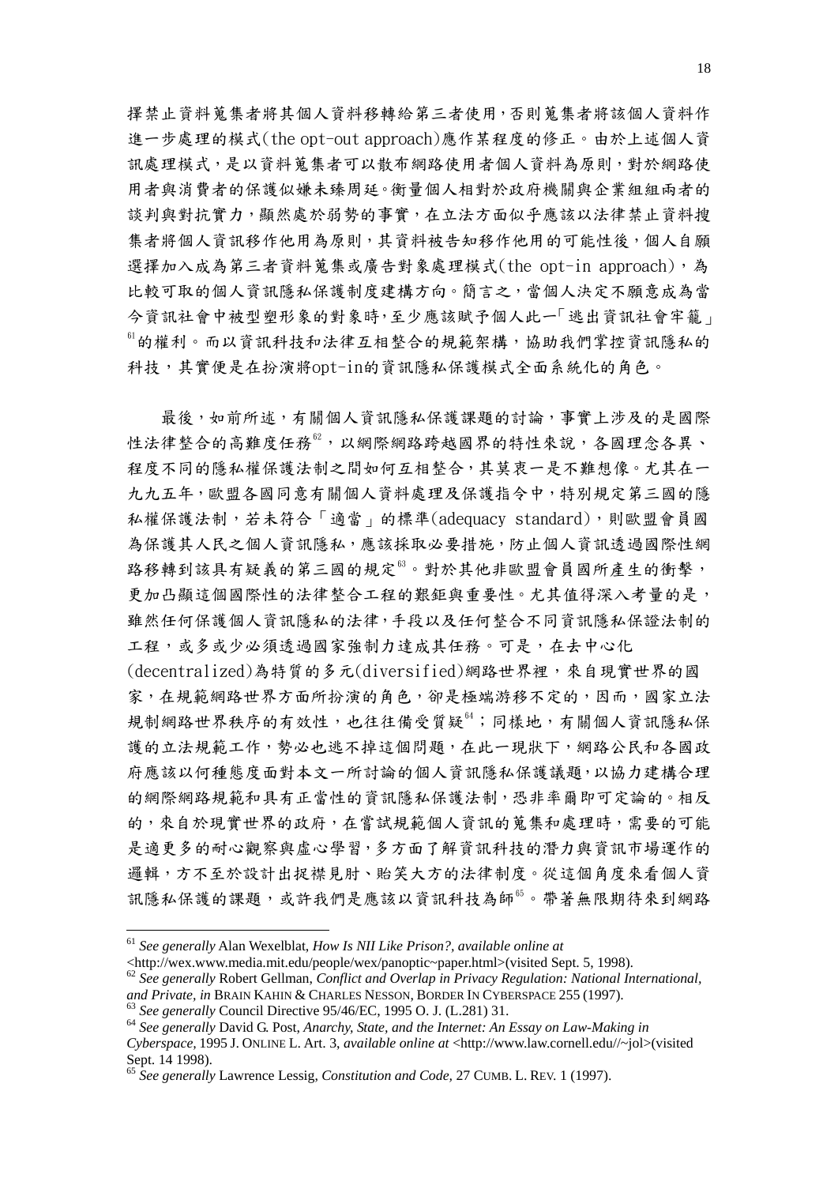擇禁止資料蒐集者將其個人資料移轉給第三者使用，否則蒐集者將該個人資料作進一步處理的模式(the opt-out approach)應作某程度的修正。由於上述個人資訊處理模式，是以資料蒐集者可以散布網路使用者個人資料為原則，對於網路使用者與消費者的保護似嫌未臻周延。衡量個人相對於政府機關與企業組組兩者的談判與對抗實力，顯然處於弱勢的事實，在立法方面似乎應該以法律禁止資料搜集者將個人資訊移作他用為原則，其資料被告知移作他用的可能性後，個人自願選擇加入成為第三者資料蒐集或廣告對象處理模式(the opt-in approach)，為比較可取的個人資訊隱私保護制度建構方向。簡言之，當個人決定不願意成為當今資訊社會中被型塑形象的對象時，至少應該賦予個人此一「逃出資訊社會牢籠」[61]的權利。而以資訊科技和法律互相整合的規範架構，協助我們掌控資訊隱私的科技，其實便是在扮演將opt-in的資訊隱私保護模式全面系統化的角色。

最後，如前所述，有關個人資訊隱私保護課題的討論，事實上涉及的是國際性法律整合的高難度任務[62]，以網際網路跨越國界的特性來說，各國理念各異、程度不同的隱私權保護法制之間如何互相整合，其莫衷一是不難想像。尤其在一九九五年，歐盟各國同意有關個人資料處理及保護指令中，特別規定第三國的隱私權保護法制，若未符合「適當」的標準(adequacy standard)，則歐盟會員國為保護其人民之個人資訊隱私，應該採取必要措施，防止個人資訊透過國際性網路移轉到該具有疑義的第三國的規定[63]。對於其他非歐盟會員國所產生的衝擊，更加凸顯這個國際性的法律整合工程的艱鉅與重要性。尤其值得深入考量的是，雖然任何保護個人資訊隱私的法律，手段以及任何整合不同資訊隱私保證法制的工程，或多或少必須透過國家強制力達成其任務。可是，在去中心化(decentralized)為特質的多元(diversified)網路世界裡，來自現實世界的國家，在規範網路世界方面所扮演的角色，卻是極端游移不定的，因而，國家立法規制網路世界秩序的有效性，也往往備受質疑[64]；同樣地，有關個人資訊隱私保護的立法規範工作，勢必也逃不掉這個問題，在此一現狀下，網路公民和各國政府應該以何種態度面對本文一所討論的個人資訊隱私保護議題，以協力建構合理的網際網路規範和具有正當性的資訊隱私保護法制，恐非率爾即可定論的。相反的，來自於現實世界的政府，在嘗試規範個人資訊的蒐集和處理時，需要的可能是適更多的耐心觀察與虛心學習，多方面了解資訊科技的潛力與資訊市場運作的邏輯，方不至於設計出捉襟見肘、貽笑大方的法律制度。從這個角度來看個人資訊隱私保護的課題，或許我們是應該以資訊科技為師[65]。帶著無限期待來到網路

---

[61] *See generally* Alan Wexelblat, *How Is NII Like Prison?, available online at* <http://wex.www.media.mit.edu/people/wex/panoptic~paper.html>(visited Sept. 5, 1998).

[62] *See generally* Robert Gellman, *Conflict and Overlap in Privacy Regulation: National International, and Private, in* BRAIN KAHIN & CHARLES NESSON, BORDER IN CYBERSPACE 255 (1997).

[63] *See generally* Council Directive 95/46/EC, 1995 O. J. (L.281) 31.

[64] *See generally* David G. Post, *Anarchy, State, and the Internet: An Essay on Law-Making in Cyberspace,* 1995 J. ONLINE L. Art. 3, *available online at* <http://www.law.cornell.edu//~jol>(visited Sept. 14 1998).

[65] *See generally* Lawrence Lessig, *Constitution and Code,* 27 CUMB. L. REV. 1 (1997).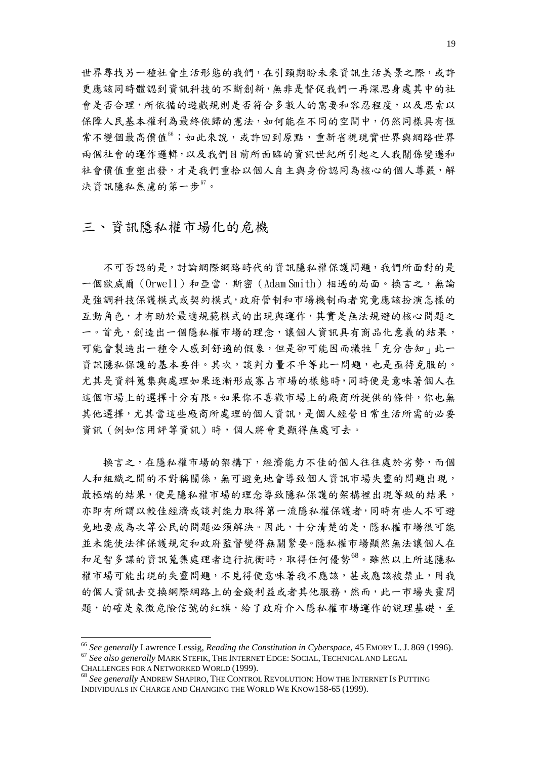世界尋找另一種社會生活形態的我們，在引頸期盼未來資訊生活美景之際，或許更應該同時體認到資訊科技的不斷創新，無非是督促我們一再深思身處其中的社會是否合理，所依循的遊戲規則是否符合多數人的需要和容忍程度，以及思索以保障人民基本權利為最終依歸的憲法，如何能在不同的空間中，仍然同樣具有恆常不變個最高價值[66]；如此來說，或許回到原點，重新省視現實世界與網路世界兩個社會的運作邏輯，以及我們目前所面臨的資訊世紀所引起之人我關係變遷和社會價值重塑出發，才是我們重拾以個人自主與身份認同為核心的個人尊嚴，解決資訊隱私焦慮的第一步[67]。

## 三、資訊隱私權市場化的危機

不可否認的是，討論網際網路時代的資訊隱私權保護問題，我們所面對的是一個歐威爾（Orwell）和亞當・斯密（Adam Smith）相遇的局面。換言之，無論是強調科技保護模式或契約模式，政府管制和市場機制兩者究竟應該扮演怎樣的互動角色，才有助於最適規範模式的出現與運作，其實是無法規避的核心問題之一。首先，創造出一個隱私權市場的理念，讓個人資訊具有商品化意義的結果，可能會製造出一種令人感到舒適的假象，但是卻可能因而犧牲「充分告知」此一資訊隱私保護的基本要件。其次，談判力量不平等此一問題，也是亟待克服的。尤其是資料蒐集與處理如果逐漸形成寡占市場的樣態時，同時便是意味著個人在這個市場上的選擇十分有限。如果你不喜歡市場上的廠商所提供的條件，你也無其他選擇，尤其當這些廠商所處理的個人資訊，是個人經營日常生活所需的必要資訊（例如信用評等資訊）時，個人將會更顯得無處可去。

換言之，在隱私權市場的架構下，經濟能力不佳的個人往往處於劣勢，而個人和組織之間的不對稱關係，無可避免地會導致個人資訊市場失靈的問題出現，最極端的結果，便是隱私權市場的理念導致隱私保護的架構裡出現等級的結果，亦即有所謂以較佳經濟或談判能力取得第一流隱私權保護者，同時有些人不可避免地要成為次等公民的問題必須解決。因此，十分清楚的是，隱私權市場很可能並未能使法律保護規定和政府監督變得無關緊要。隱私權市場顯然無法讓個人在和足智多謀的資訊蒐集處理者進行抗衡時，取得任何優勢[68]。雖然以上所述隱私權市場可能出現的失靈問題，不見得便意味著我不應該，甚或應該被禁止，用我的個人資訊去交換網際網路上的金錢利益或者其他服務，然而，此一市場失靈問題，的確是象徵危險信號的紅旗，給了政府介入隱私權市場運作的說理基礎，至

---

[66] *See generally* Lawrence Lessig, *Reading the Constitution in Cyberspace*, 45 EMORY L. J. 869 (1996).

[67] *See also generally* MARK STEFIK, THE INTERNET EDGE: SOCIAL, TECHNICAL AND LEGAL CHALLENGES FOR A NETWORKED WORLD (1999).

[68] *See generally* ANDREW SHAPIRO, THE CONTROL REVOLUTION: HOW THE INTERNET IS PUTTING INDIVIDUALS IN CHARGE AND CHANGING THE WORLD WE KNOW158-65 (1999).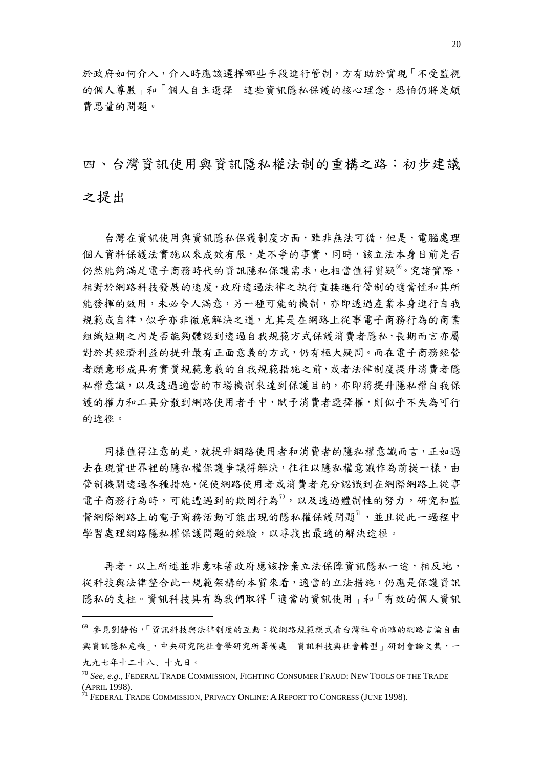於政府如何介入，介入時應該選擇哪些手段進行管制，方有助於實現「不受監視的個人尊嚴」和「個人自主選擇」這些資訊隱私保護的核心理念，恐怕仍將是頗費思量的問題。

## 四、台灣資訊使用與資訊隱私權法制的重構之路：初步建議之提出

台灣在資訊使用與資訊隱私保護制度方面，雖非無法可循，但是，電腦處理個人資料保護法實施以來成效有限，是不爭的事實，同時，該立法本身目前是否仍然能夠滿足電子商務時代的資訊隱私保護需求，也相當值得質疑[69]。究諸實際，相對於網路科技發展的速度，政府透過法律之執行直接進行管制的適當性和其所能發揮的效用，未必令人滿意，另一種可能的機制，亦即透過產業本身進行自我規範或自律，似乎亦非徹底解決之道，尤其是在網路上從事電子商務行為的商業組織短期之內是否能夠體認到透過自我規範方式保護消費者隱私，長期而言亦屬對於其經濟利益的提升最有正面意義的方式，仍有極大疑問。而在電子商務經營者願意形成具有實質規範意義的自我規範措施之前，或者法律制度提升消費者隱私權意識，以及透過適當的市場機制來達到保護目的，亦即將提升隱私權自我保護的權力和工具分散到網路使用者手中，賦予消費者選擇權，則似乎不失為可行的途徑。

同樣值得注意的是，就提升網路使用者和消費者的隱私權意識而言，正如過去在現實世界裡的隱私權保護爭議得解決，往往以隱私權意識作為前提一樣，由管制機關透過各種措施，促使網路使用者或消費者充分認識到在網際網路上從事電子商務行為時，可能遭遇到的欺罔行為[70]，以及透過體制性的努力，研究和監督網際網路上的電子商務活動可能出現的隱私權保護問題[71]，並且從此一過程中學習處理網路隱私權保護問題的經驗，以尋找出最適的解決途徑。

再者，以上所述並非意味著政府應該捨棄立法保障資訊隱私一途，相反地，從科技與法律整合此一規範架構的本質來看，適當的立法措施，仍應是保護資訊隱私的支柱。資訊科技具有為我們取得「適當的資訊使用」和「有效的個人資訊

---

[69] 參見劉靜怡，「資訊科技與法律制度的互動：從網路規範模式看台灣社會面臨的網路言論自由與資訊隱私危機」，中央研究院社會學研究所籌備處「資訊科技與社會轉型」研討會論文集，一九九七年十二十八、十九日。

[70] *See, e.g.*, FEDERAL TRADE COMMISSION, FIGHTING CONSUMER FRAUD: NEW TOOLS OF THE TRADE (APRIL 1998).

[71] FEDERAL TRADE COMMISSION, PRIVACY ONLINE: A REPORT TO CONGRESS (JUNE 1998).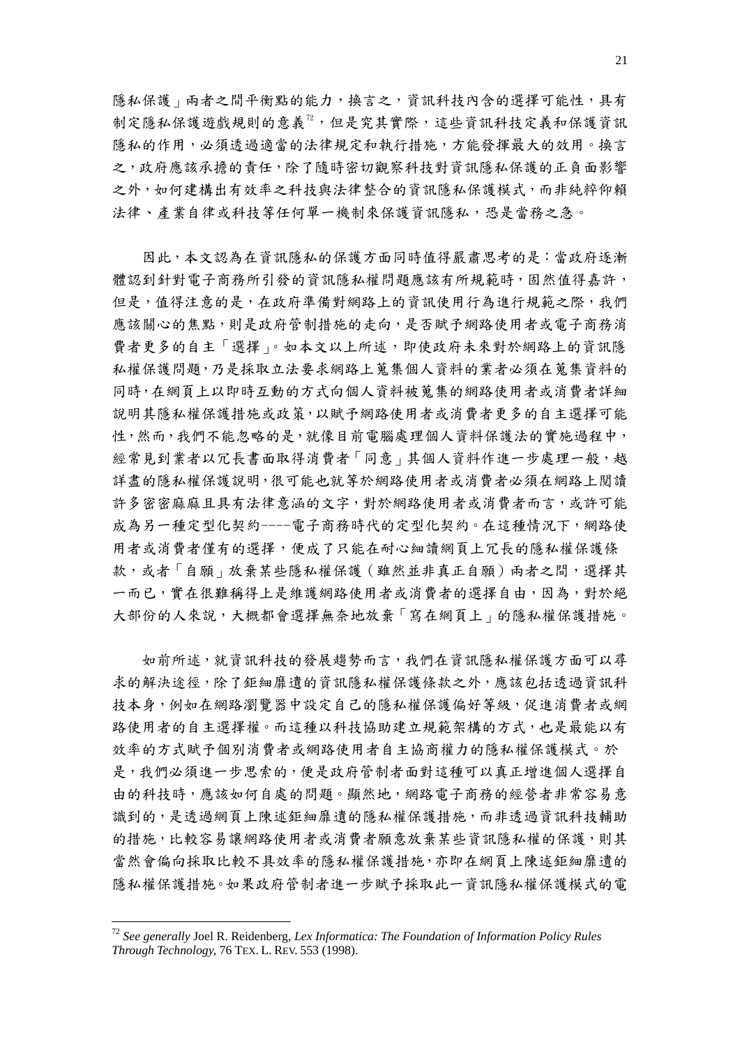隱私保護」兩者之間平衡點的能力，換言之，資訊科技內含的選擇可能性，具有制定隱私保護遊戲規則的意義[72]，但是究其實際，這些資訊科技定義和保護資訊隱私的作用，必須透過適當的法律規定和執行措施，方能發揮最大的效用。換言之，政府應該承擔的責任，除了隨時密切觀察科技對資訊隱私保護的正負面影響之外，如何建構出有效率之科技與法律整合的資訊隱私保護模式，而非純粹仰賴法律、產業自律或科技等任何單一機制來保護資訊隱私，恐是當務之急。

因此，本文認為在資訊隱私的保護方面同時值得嚴肅思考的是：當政府逐漸體認到針對電子商務所引發的資訊隱私權問題應該有所規範時，固然值得嘉許，但是，值得注意的是，在政府準備對網路上的資訊使用行為進行規範之際，我們應該關心的焦點，則是政府管制措施的走向，是否賦予網路使用者或電子商務消費者更多的自主「選擇」。如本文以上所述，即使政府未來對於網路上的資訊隱私權保護問題，乃是採取立法要求網路上蒐集個人資料的業者必須在蒐集資料的同時，在網頁上以即時互動的方式向個人資料被蒐集的網路使用者或消費者詳細說明其隱私權保護措施或政策，以賦予網路使用者或消費者更多的自主選擇可能性，然而，我們不能忽略的是，就像目前電腦處理個人資料保護法的實施過程中，經常見到業者以冗長書面取得消費者「同意」其個人資料作進一步處理一般，越詳盡的隱私權保護說明，很可能也就等於網路使用者或消費者必須在網路上閱讀許多密密麻麻且具有法律意涵的文字，對於網路使用者或消費者而言，或許可能成為另一種定型化契約----電子商務時代的定型化契約。在這種情況下，網路使用者或消費者僅有的選擇，便成了只能在耐心細讀網頁上冗長的隱私權保護條款，或者「自願」放棄某些隱私權保護（雖然並非真正自願）兩者之間，選擇其一而已，實在很難稱得上是維護網路使用者或消費者的選擇自由，因為，對於絕大部份的人來說，大概都會選擇無奈地放棄「寫在網頁上」的隱私權保護措施。

如前所述，就資訊科技的發展趨勢而言，我們在資訊隱私權保護方面可以尋求的解決途徑，除了鉅細靡遺的資訊隱私權保護條款之外，應該包括透過資訊科技本身，例如在網路瀏覽器中設定自己的隱私權保護偏好等級，促進消費者或網路使用者的自主選擇權。而這種以科技協助建立規範架構的方式，也是最能以有效率的方式賦予個別消費者或網路使用者自主協商權力的隱私權保護模式。於是，我們必須進一步思索的，便是政府管制者面對這種可以真正增進個人選擇自由的科技時，應該如何自處的問題。顯然地，網路電子商務的經營者非常容易意識到的，是透過網頁上陳述鉅細靡遺的隱私權保護措施，而非透過資訊科技輔助的措施，比較容易讓網路使用者或消費者願意放棄某些資訊隱私權的保護，則其當然會偏向採取比較不具效率的隱私權保護措施，亦即在網頁上陳述鉅細靡遺的隱私權保護措施。如果政府管制者進一步賦予採取此一資訊隱私權保護模式的電

[72] *See generally* Joel R. Reidenberg, *Lex Informatica: The Foundation of Information Policy Rules Through Technology*, 76 TEX. L. REV. 553 (1998).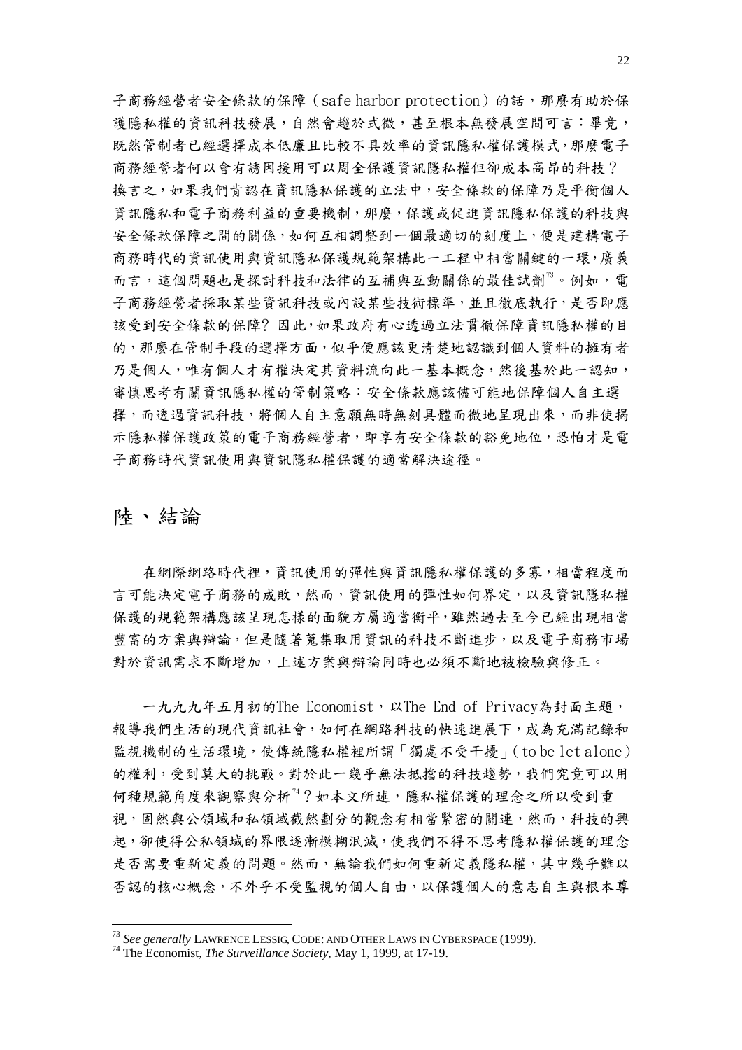子商務經營者安全條款的保障（safe harbor protection）的話，那麼有助於保護隱私權的資訊科技發展，自然會趨於式微，甚至根本無發展空間可言：畢竟，既然管制者已經選擇成本低廉且比較不具效率的資訊隱私權保護模式，那麼電子商務經營者何以會有誘因援用可以周全保護資訊隱私權但卻成本高昂的科技？換言之，如果我們肯認在資訊隱私保護的立法中，安全條款的保障乃是平衡個人資訊隱私和電子商務利益的重要機制，那麼，保護或促進資訊隱私保護的科技與安全條款保障之間的關係，如何互相調整到一個最適切的刻度上，便是建構電子商務時代的資訊使用與資訊隱私保護規範架構此一工程中相當關鍵的一環，廣義而言，這個問題也是探討科技和法律的互補與互動關係的最佳試劑[73]。例如，電子商務經營者採取某些資訊科技或內設某些技術標準，並且徹底執行，是否即應該受到安全條款的保障？因此，如果政府有心透過立法貫徹保障資訊隱私權的目的，那麼在管制手段的選擇方面，似乎便應該更清楚地認識到個人資料的擁有者乃是個人，唯有個人才有權決定其資料流向此一基本概念，然後基於此一認知，審慎思考有關資訊隱私權的管制策略：安全條款應該儘可能地保障個人自主選擇，而透過資訊科技，將個人自主意願無時無刻具體而微地呈現出來，而非使揭示隱私權保護政策的電子商務經營者，即享有安全條款的豁免地位，恐怕才是電子商務時代資訊使用與資訊隱私權保護的適當解決途徑。

# 陸、結論

在網際網路時代裡，資訊使用的彈性與資訊隱私權保護的多寡，相當程度而言可能決定電子商務的成敗，然而，資訊使用的彈性如何界定，以及資訊隱私權保護的規範架構應該呈現怎樣的面貌方屬適當衡平，雖然過去至今已經出現相當豐富的方案與辯論，但是隨著蒐集取用資訊的科技不斷進步，以及電子商務市場對於資訊需求不斷增加，上述方案與辯論同時也必須不斷地被檢驗與修正。

一九九九年五月初的The Economist，以The End of Privacy為封面主題，報導我們生活的現代資訊社會，如何在網路科技的快速進展下，成為充滿記錄和監視機制的生活環境，使傳統隱私權裡所謂「獨處不受干擾」（to be let alone）的權利，受到莫大的挑戰。對於此一幾乎無法抵擋的科技趨勢，我們究竟可以用何種規範角度來觀察與分析[74]？如本文所述，隱私權保護的理念之所以受到重視，固然與公領域和私領域截然劃分的觀念有相當緊密的關連，然而，科技的興起，卻使得公私領域的界限逐漸模糊泯滅，使我們不得不思考隱私權保護的理念是否需要重新定義的問題。然而，無論我們如何重新定義隱私權，其中幾乎難以否認的核心概念，不外乎不受監視的個人自由，以保護個人的意志自主與根本尊

---

[73] *See generally* LAWRENCE LESSIG, CODE: AND OTHER LAWS IN CYBERSPACE (1999).

[74] The Economist, *The Surveillance Society*, May 1, 1999, at 17-19.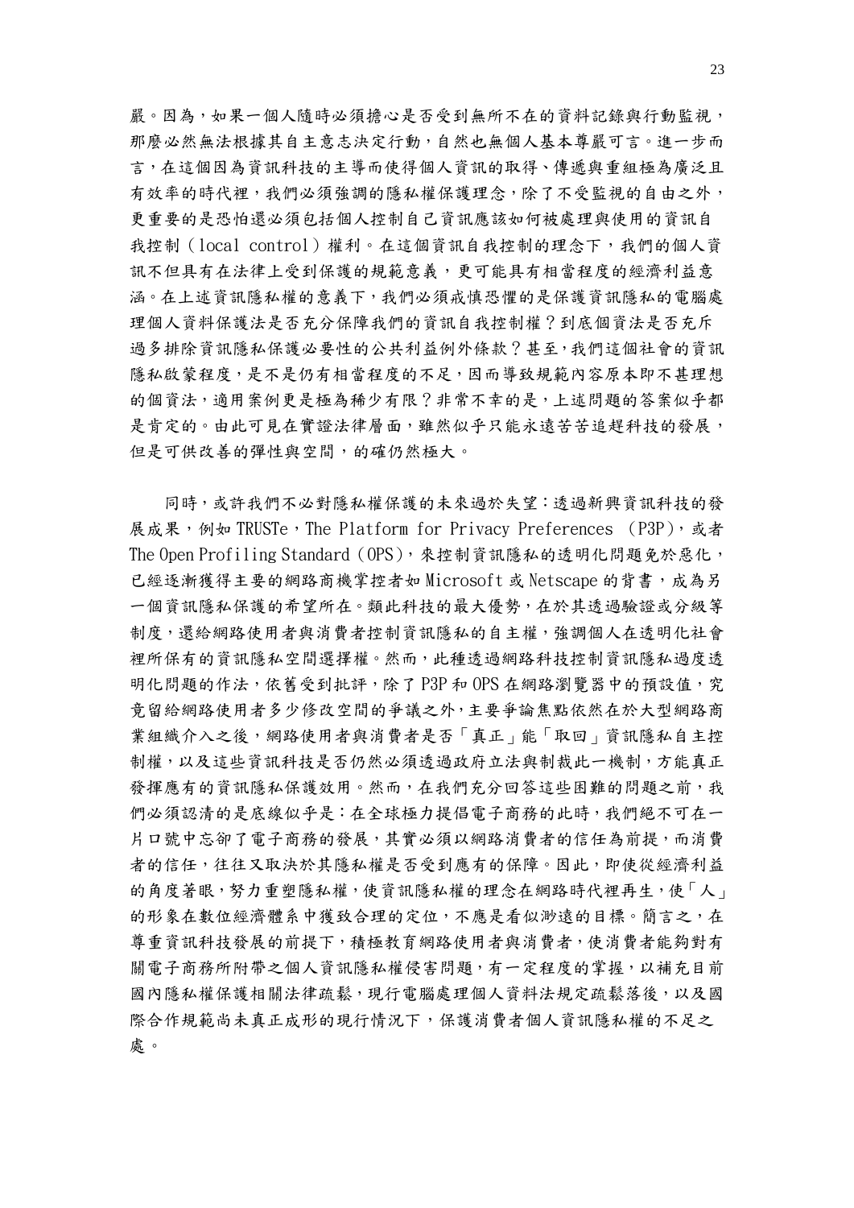嚴。因為，如果一個人隨時必須擔心是否受到無所不在的資料記錄與行動監視，那麼必然無法根據其自主意志決定行動，自然也無個人基本尊嚴可言。進一步而言，在這個因為資訊科技的主導而使得個人資訊的取得、傳遞與重組極為廣泛且有效率的時代裡，我們必須強調的隱私權保護理念，除了不受監視的自由之外，更重要的是恐怕還必須包括個人控制自己資訊應該如何被處理與使用的資訊自我控制（local control）權利。在這個資訊自我控制的理念下，我們的個人資訊不但具有在法律上受到保護的規範意義，更可能具有相當程度的經濟利益意涵。在上述資訊隱私權的意義下，我們必須戒慎恐懼的是保護資訊隱私的電腦處理個人資料保護法是否充分保障我們的資訊自我控制權？到底個資法是否充斥過多排除資訊隱私保護必要性的公共利益例外條款？甚至，我們這個社會的資訊隱私啟蒙程度，是不是仍有相當程度的不足，因而導致規範內容原本即不甚理想的個資法，適用案例更是極為稀少有限？非常不幸的是，上述問題的答案似乎都是肯定的。由此可見在實證法律層面，雖然似乎只能永遠苦苦追趕科技的發展，但是可供改善的彈性與空間，的確仍然極大。

同時，或許我們不必對隱私權保護的未來過於失望：透過新興資訊科技的發展成果，例如 TRUSTe，The Platform for Privacy Preferences （P3P），或者 The Open Profiling Standard（OPS），來控制資訊隱私的透明化問題免於惡化，已經逐漸獲得主要的網路商機掌控者如 Microsoft 或 Netscape 的背書，成為另一個資訊隱私保護的希望所在。類此科技的最大優勢，在於其透過驗證或分級等制度，還給網路使用者與消費者控制資訊隱私的自主權，強調個人在透明化社會裡所保有的資訊隱私空間選擇權。然而，此種透過網路科技控制資訊隱私過度透明化問題的作法，依舊受到批評，除了 P3P 和 OPS 在網路瀏覽器中的預設值，究竟留給網路使用者多少修改空間的爭議之外，主要爭論焦點依然在於大型網路商業組織介入之後，網路使用者與消費者是否「真正」能「取回」資訊隱私自主控制權，以及這些資訊科技是否仍然必須透過政府立法與制裁此一機制，方能真正發揮應有的資訊隱私保護效用。然而，在我們充分回答這些困難的問題之前，我們必須認清的是底線似乎是：在全球極力提倡電子商務的此時，我們絕不可在一片口號中忘卻了電子商務的發展，其實必須以網路消費者的信任為前提，而消費者的信任，往往又取決於其隱私權是否受到應有的保障。因此，即使從經濟利益的角度著眼，努力重塑隱私權，使資訊隱私權的理念在網路時代裡再生，使「人」的形象在數位經濟體系中獲致合理的定位，不應是看似渺遠的目標。簡言之，在尊重資訊科技發展的前提下，積極教育網路使用者與消費者，使消費者能夠對有關電子商務所附帶之個人資訊隱私權侵害問題，有一定程度的掌握，以補充目前國內隱私權保護相關法律疏鬆，現行電腦處理個人資料法規定疏鬆落後，以及國際合作規範尚未真正成形的現行情況下，保護消費者個人資訊隱私權的不足之處。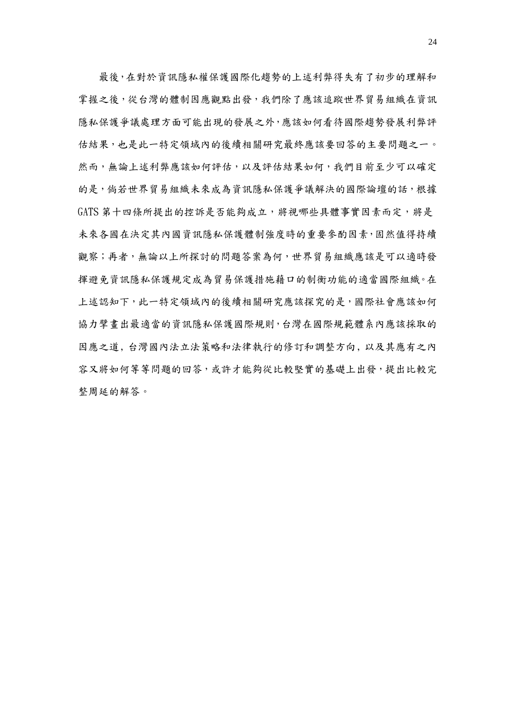最後，在對於資訊隱私權保護國際化趨勢的上述利弊得失有了初步的理解和掌握之後，從台灣的體制因應觀點出發，我們除了應該追蹤世界貿易組織在資訊隱私保護爭議處理方面可能出現的發展之外，應該如何看待國際趨勢發展利弊評估結果，也是此一特定領域內的後續相關研究最終應該要回答的主要問題之一。然而，無論上述利弊應該如何評估，以及評估結果如何，我們目前至少可以確定的是，倘若世界貿易組織未來成為資訊隱私保護爭議解決的國際論壇的話，根據 GATS 第十四條所提出的控訴是否能夠成立，將視哪些具體事實因素而定，將是未來各國在決定其內國資訊隱私保護體制強度時的重要參酌因素，固然值得持續觀察；再者，無論以上所探討的問題答案為何，世界貿易組織應該是可以適時發揮避免資訊隱私保護規定成為貿易保護措施藉口的制衡功能的適當國際組織。在上述認知下，此一特定領域內的後續相關研究應該探究的是，國際社會應該如何協力擘畫出最適當的資訊隱私保護國際規則，台灣在國際規範體系內應該採取的因應之道，台灣國內法立法策略和法律執行的修訂和調整方向，以及其應有之內容又將如何等等問題的回答，或許才能夠從比較堅實的基礎上出發，提出比較完整周延的解答。